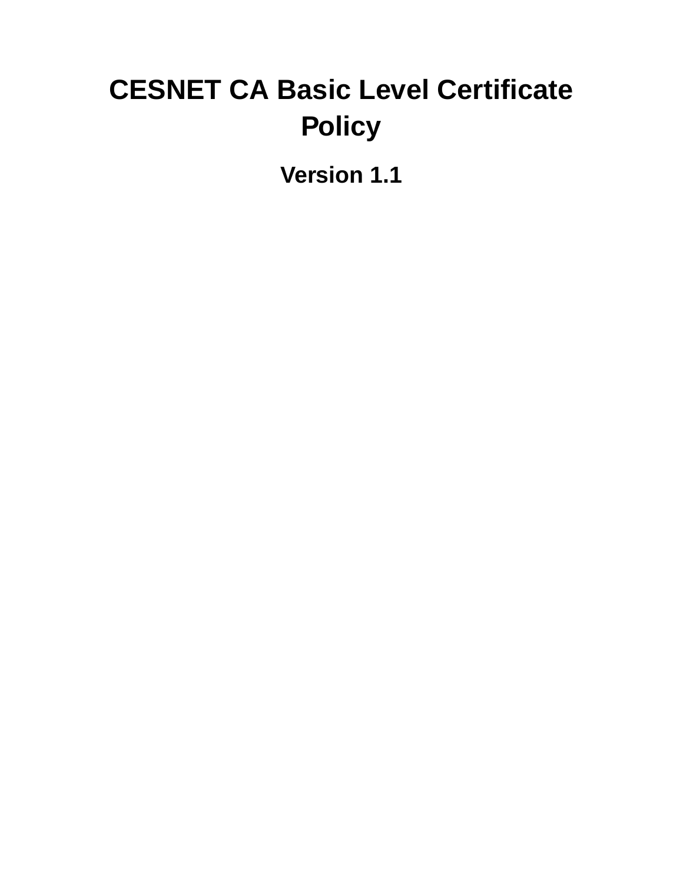# CESNET CA Basic Level Certificate Policy

## Version 1.1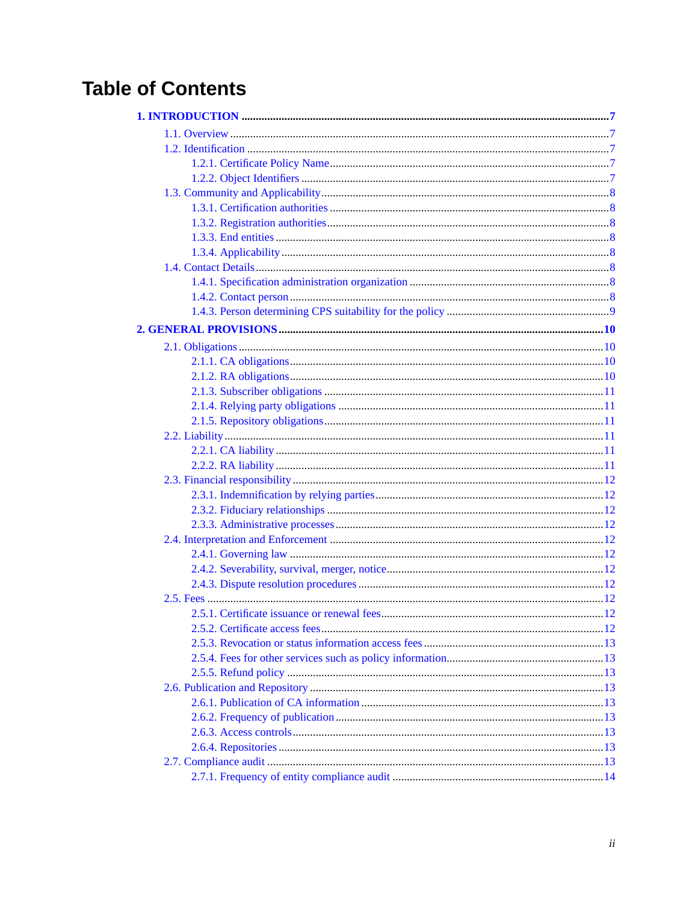# Table of Contents

**1. INTRODUCTION .......... 7**

- 1.1. Overview .......... 7
- 1.2. Identification .......... 7
  - 1.2.1. Certificate Policy Name .......... 7
  - 1.2.2. Object Identifiers .......... 7
- 1.3. Community and Applicability .......... 8
  - 1.3.1. Certification authorities .......... 8
  - 1.3.2. Registration authorities .......... 8
  - 1.3.3. End entities .......... 8
  - 1.3.4. Applicability .......... 8
- 1.4. Contact Details .......... 8
  - 1.4.1. Specification administration organization .......... 8
  - 1.4.2. Contact person .......... 8
  - 1.4.3. Person determining CPS suitability for the policy .......... 9

**2. GENERAL PROVISIONS .......... 10**

- 2.1. Obligations .......... 10
  - 2.1.1. CA obligations .......... 10
  - 2.1.2. RA obligations .......... 10
  - 2.1.3. Subscriber obligations .......... 11
  - 2.1.4. Relying party obligations .......... 11
  - 2.1.5. Repository obligations .......... 11
- 2.2. Liability .......... 11
  - 2.2.1. CA liability .......... 11
  - 2.2.2. RA liability .......... 11
- 2.3. Financial responsibility .......... 12
  - 2.3.1. Indemnification by relying parties .......... 12
  - 2.3.2. Fiduciary relationships .......... 12
  - 2.3.3. Administrative processes .......... 12
- 2.4. Interpretation and Enforcement .......... 12
  - 2.4.1. Governing law .......... 12
  - 2.4.2. Severability, survival, merger, notice .......... 12
  - 2.4.3. Dispute resolution procedures .......... 12
- 2.5. Fees .......... 12
  - 2.5.1. Certificate issuance or renewal fees .......... 12
  - 2.5.2. Certificate access fees .......... 12
  - 2.5.3. Revocation or status information access fees .......... 13
  - 2.5.4. Fees for other services such as policy information .......... 13
  - 2.5.5. Refund policy .......... 13
- 2.6. Publication and Repository .......... 13
  - 2.6.1. Publication of CA information .......... 13
  - 2.6.2. Frequency of publication .......... 13
  - 2.6.3. Access controls .......... 13
  - 2.6.4. Repositories .......... 13
- 2.7. Compliance audit .......... 13
  - 2.7.1. Frequency of entity compliance audit .......... 14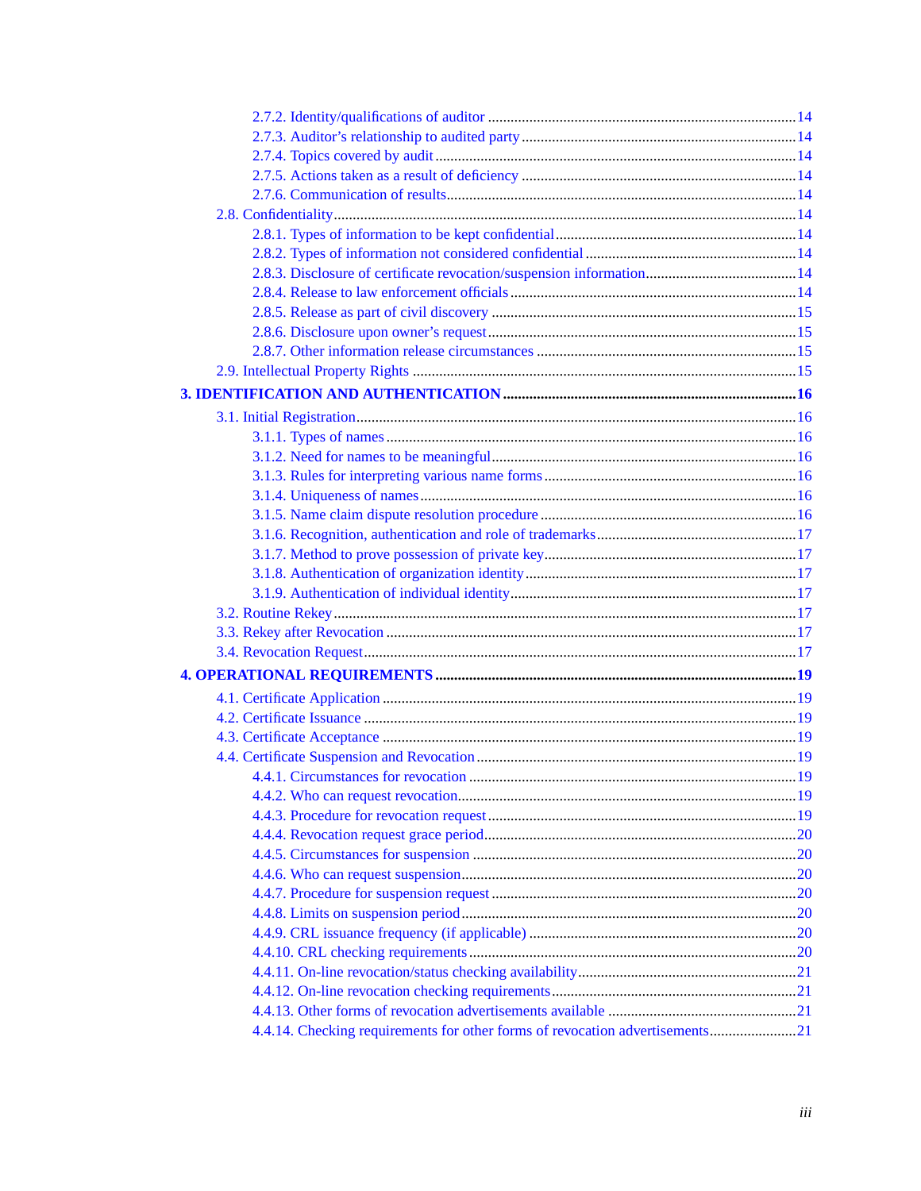- 2.7.2. Identity/qualifications of auditor ..... 14
- 2.7.3. Auditor's relationship to audited party ..... 14
- 2.7.4. Topics covered by audit ..... 14
- 2.7.5. Actions taken as a result of deficiency ..... 14
- 2.7.6. Communication of results..... 14

2.8. Confidentiality..... 14

- 2.8.1. Types of information to be kept confidential..... 14
- 2.8.2. Types of information not considered confidential ..... 14
- 2.8.3. Disclosure of certificate revocation/suspension information..... 14
- 2.8.4. Release to law enforcement officials ..... 14
- 2.8.5. Release as part of civil discovery ..... 15
- 2.8.6. Disclosure upon owner's request..... 15
- 2.8.7. Other information release circumstances ..... 15

2.9. Intellectual Property Rights ..... 15

**3. IDENTIFICATION AND AUTHENTICATION ..... 16**

3.1. Initial Registration..... 16

- 3.1.1. Types of names ..... 16
- 3.1.2. Need for names to be meaningful..... 16
- 3.1.3. Rules for interpreting various name forms ..... 16
- 3.1.4. Uniqueness of names..... 16
- 3.1.5. Name claim dispute resolution procedure ..... 16
- 3.1.6. Recognition, authentication and role of trademarks..... 17
- 3.1.7. Method to prove possession of private key..... 17
- 3.1.8. Authentication of organization identity..... 17
- 3.1.9. Authentication of individual identity..... 17

3.2. Routine Rekey..... 17

3.3. Rekey after Revocation ..... 17

3.4. Revocation Request..... 17

**4. OPERATIONAL REQUIREMENTS ..... 19**

4.1. Certificate Application ..... 19

4.2. Certificate Issuance ..... 19

4.3. Certificate Acceptance ..... 19

4.4. Certificate Suspension and Revocation..... 19

- 4.4.1. Circumstances for revocation ..... 19
- 4.4.2. Who can request revocation..... 19
- 4.4.3. Procedure for revocation request..... 19
- 4.4.4. Revocation request grace period..... 20
- 4.4.5. Circumstances for suspension ..... 20
- 4.4.6. Who can request suspension..... 20
- 4.4.7. Procedure for suspension request ..... 20
- 4.4.8. Limits on suspension period..... 20
- 4.4.9. CRL issuance frequency (if applicable) ..... 20
- 4.4.10. CRL checking requirements..... 20
- 4.4.11. On-line revocation/status checking availability..... 21
- 4.4.12. On-line revocation checking requirements..... 21
- 4.4.13. Other forms of revocation advertisements available ..... 21
- 4.4.14. Checking requirements for other forms of revocation advertisements..... 21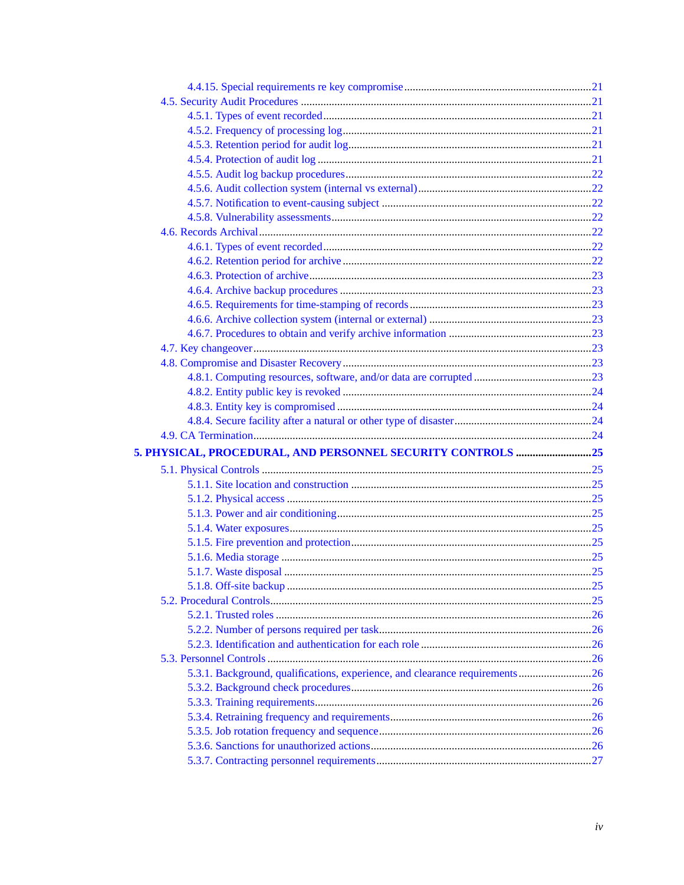- 4.4.15. Special requirements re key compromise ... 21
- 4.5. Security Audit Procedures ... 21
  - 4.5.1. Types of event recorded ... 21
  - 4.5.2. Frequency of processing log ... 21
  - 4.5.3. Retention period for audit log ... 21
  - 4.5.4. Protection of audit log ... 21
  - 4.5.5. Audit log backup procedures ... 22
  - 4.5.6. Audit collection system (internal vs external) ... 22
  - 4.5.7. Notification to event-causing subject ... 22
  - 4.5.8. Vulnerability assessments ... 22
- 4.6. Records Archival ... 22
  - 4.6.1. Types of event recorded ... 22
  - 4.6.2. Retention period for archive ... 22
  - 4.6.3. Protection of archive ... 23
  - 4.6.4. Archive backup procedures ... 23
  - 4.6.5. Requirements for time-stamping of records ... 23
  - 4.6.6. Archive collection system (internal or external) ... 23
  - 4.6.7. Procedures to obtain and verify archive information ... 23
- 4.7. Key changeover ... 23
- 4.8. Compromise and Disaster Recovery ... 23
  - 4.8.1. Computing resources, software, and/or data are corrupted ... 23
  - 4.8.2. Entity public key is revoked ... 24
  - 4.8.3. Entity key is compromised ... 24
  - 4.8.4. Secure facility after a natural or other type of disaster ... 24
- 4.9. CA Termination ... 24

**5. PHYSICAL, PROCEDURAL, AND PERSONNEL SECURITY CONTROLS ... 25**

- 5.1. Physical Controls ... 25
  - 5.1.1. Site location and construction ... 25
  - 5.1.2. Physical access ... 25
  - 5.1.3. Power and air conditioning ... 25
  - 5.1.4. Water exposures ... 25
  - 5.1.5. Fire prevention and protection ... 25
  - 5.1.6. Media storage ... 25
  - 5.1.7. Waste disposal ... 25
  - 5.1.8. Off-site backup ... 25
- 5.2. Procedural Controls ... 25
  - 5.2.1. Trusted roles ... 26
  - 5.2.2. Number of persons required per task ... 26
  - 5.2.3. Identification and authentication for each role ... 26
- 5.3. Personnel Controls ... 26
  - 5.3.1. Background, qualifications, experience, and clearance requirements ... 26
  - 5.3.2. Background check procedures ... 26
  - 5.3.3. Training requirements ... 26
  - 5.3.4. Retraining frequency and requirements ... 26
  - 5.3.5. Job rotation frequency and sequence ... 26
  - 5.3.6. Sanctions for unauthorized actions ... 26
  - 5.3.7. Contracting personnel requirements ... 27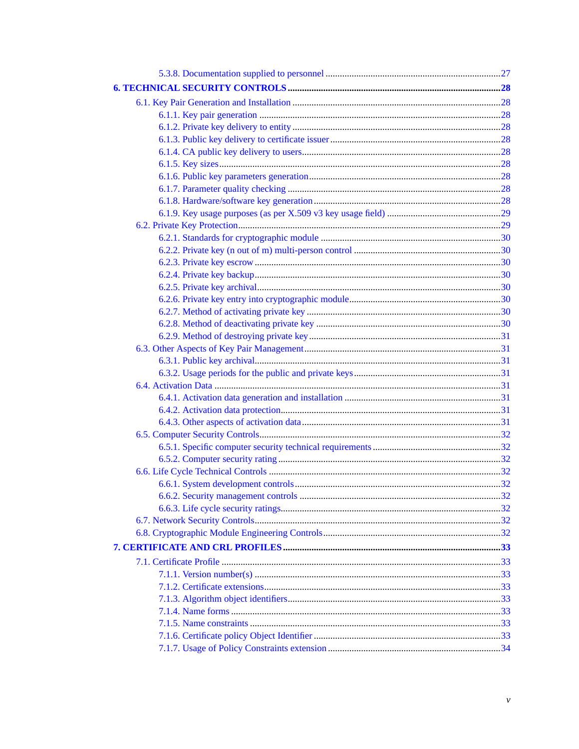5.3.8. Documentation supplied to personnel ....27

**6. TECHNICAL SECURITY CONTROLS ....28**

- 6.1. Key Pair Generation and Installation ....28
  - 6.1.1. Key pair generation ....28
  - 6.1.2. Private key delivery to entity ....28
  - 6.1.3. Public key delivery to certificate issuer ....28
  - 6.1.4. CA public key delivery to users ....28
  - 6.1.5. Key sizes ....28
  - 6.1.6. Public key parameters generation ....28
  - 6.1.7. Parameter quality checking ....28
  - 6.1.8. Hardware/software key generation ....28
  - 6.1.9. Key usage purposes (as per X.509 v3 key usage field) ....29
- 6.2. Private Key Protection ....29
  - 6.2.1. Standards for cryptographic module ....30
  - 6.2.2. Private key (n out of m) multi-person control ....30
  - 6.2.3. Private key escrow ....30
  - 6.2.4. Private key backup ....30
  - 6.2.5. Private key archival ....30
  - 6.2.6. Private key entry into cryptographic module ....30
  - 6.2.7. Method of activating private key ....30
  - 6.2.8. Method of deactivating private key ....30
  - 6.2.9. Method of destroying private key ....31
- 6.3. Other Aspects of Key Pair Management ....31
  - 6.3.1. Public key archival ....31
  - 6.3.2. Usage periods for the public and private keys ....31
- 6.4. Activation Data ....31
  - 6.4.1. Activation data generation and installation ....31
  - 6.4.2. Activation data protection ....31
  - 6.4.3. Other aspects of activation data ....31
- 6.5. Computer Security Controls ....32
  - 6.5.1. Specific computer security technical requirements ....32
  - 6.5.2. Computer security rating ....32
- 6.6. Life Cycle Technical Controls ....32
  - 6.6.1. System development controls ....32
  - 6.6.2. Security management controls ....32
  - 6.6.3. Life cycle security ratings ....32
- 6.7. Network Security Controls ....32
- 6.8. Cryptographic Module Engineering Controls ....32

**7. CERTIFICATE AND CRL PROFILES ....33**

- 7.1. Certificate Profile ....33
  - 7.1.1. Version number(s) ....33
  - 7.1.2. Certificate extensions ....33
  - 7.1.3. Algorithm object identifiers ....33
  - 7.1.4. Name forms ....33
  - 7.1.5. Name constraints ....33
  - 7.1.6. Certificate policy Object Identifier ....33
  - 7.1.7. Usage of Policy Constraints extension ....34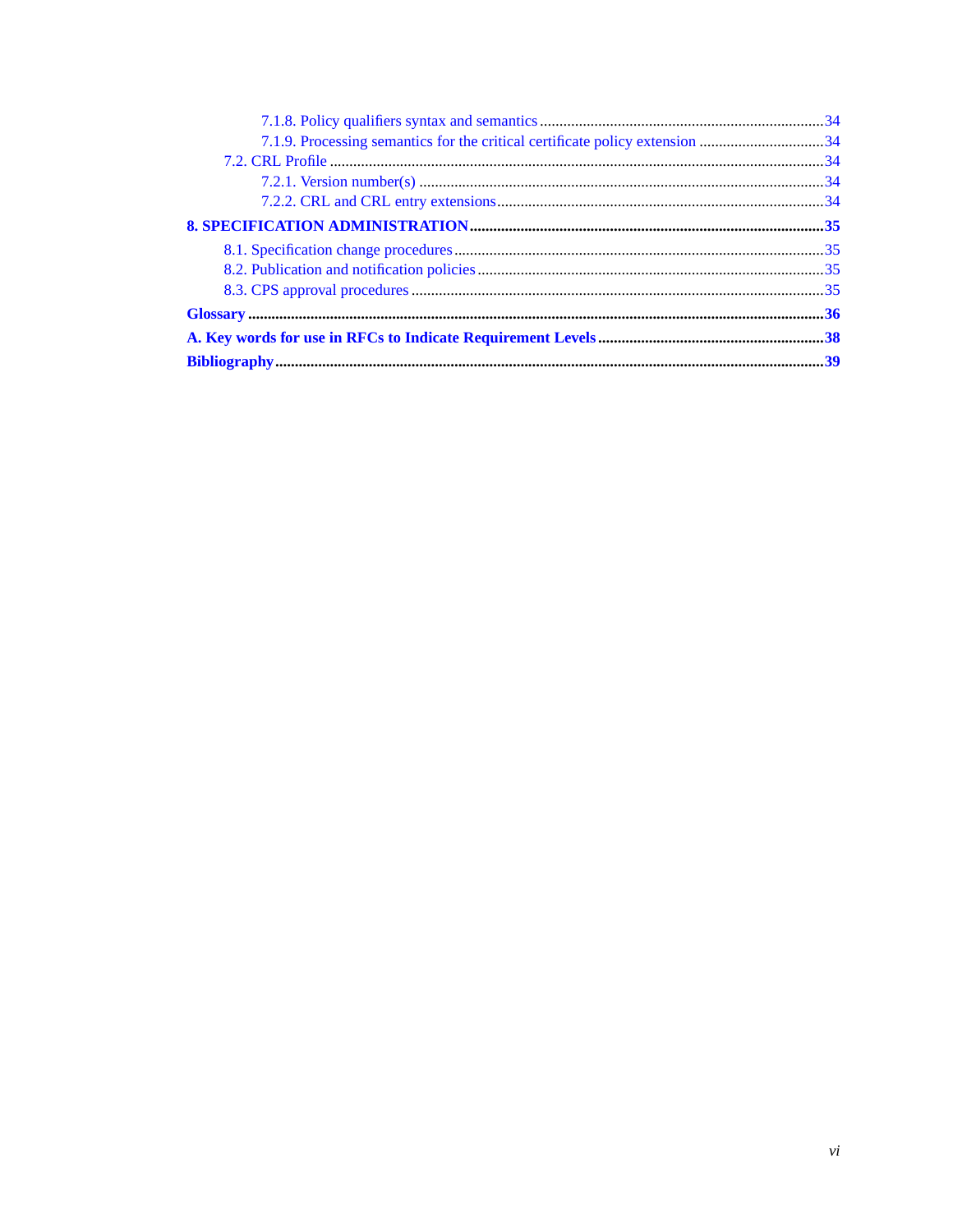- 7.1.8. Policy qualifiers syntax and semantics ........................................................................ 34
- 7.1.9. Processing semantics for the critical certificate policy extension ................................ 34
- 7.2. CRL Profile ............................................................................................................................ 34
  - 7.2.1. Version number(s) ...................................................................................................... 34
  - 7.2.2. CRL and CRL entry extensions .................................................................................. 34

**8. SPECIFICATION ADMINISTRATION** ........................................................................................ **35**

- 8.1. Specification change procedures ............................................................................................ 35
- 8.2. Publication and notification policies ...................................................................................... 35
- 8.3. CPS approval procedures ....................................................................................................... 35

**Glossary** .............................................................................................................................................. **36**

**A. Key words for use in RFCs to Indicate Requirement Levels** ....................................................... **38**

**Bibliography** ....................................................................................................................................... **39**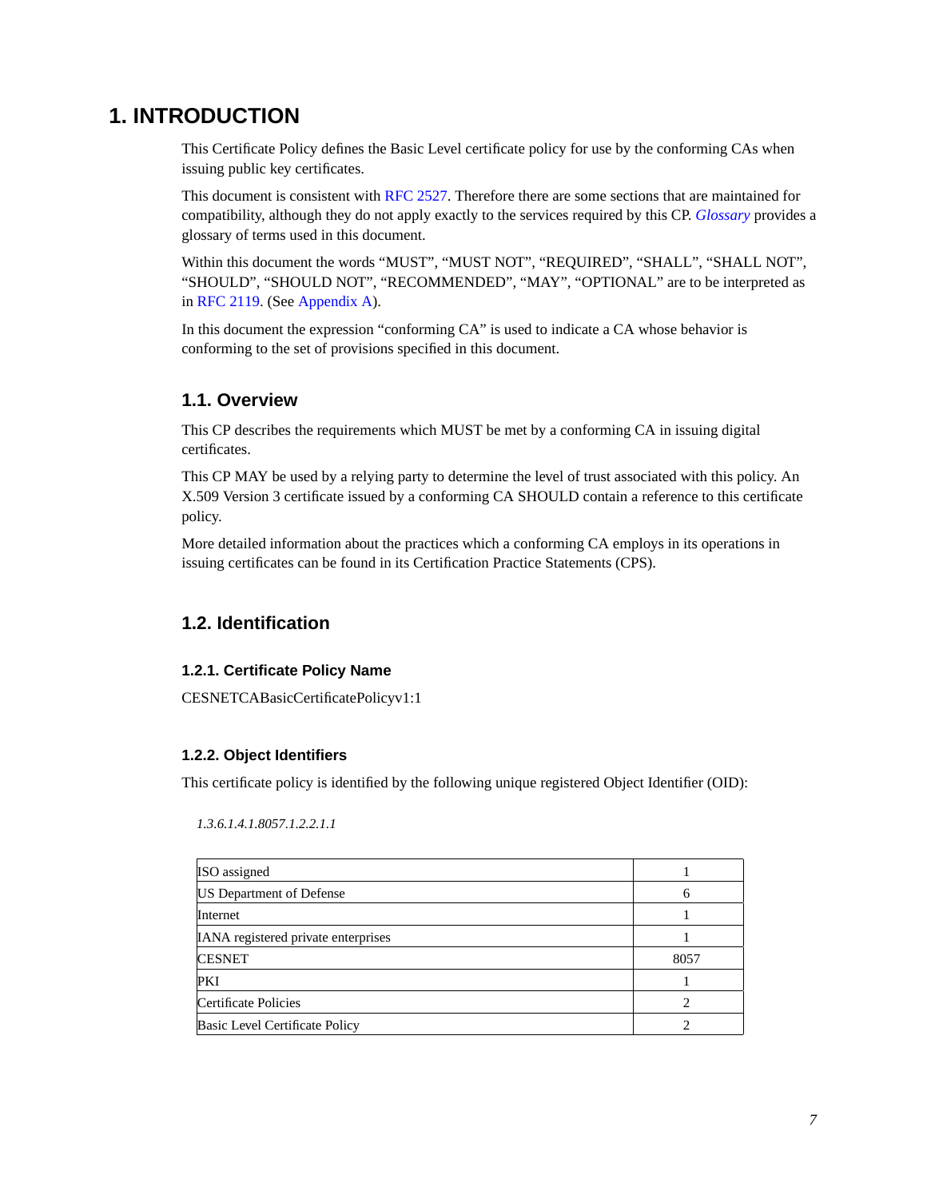# 1. INTRODUCTION

This Certificate Policy defines the Basic Level certificate policy for use by the conforming CAs when issuing public key certificates.

This document is consistent with RFC 2527. Therefore there are some sections that are maintained for compatibility, although they do not apply exactly to the services required by this CP. *Glossary* provides a glossary of terms used in this document.

Within this document the words "MUST", "MUST NOT", "REQUIRED", "SHALL", "SHALL NOT", "SHOULD", "SHOULD NOT", "RECOMMENDED", "MAY", "OPTIONAL" are to be interpreted as in RFC 2119. (See Appendix A).

In this document the expression "conforming CA" is used to indicate a CA whose behavior is conforming to the set of provisions specified in this document.

## 1.1. Overview

This CP describes the requirements which MUST be met by a conforming CA in issuing digital certificates.

This CP MAY be used by a relying party to determine the level of trust associated with this policy. An X.509 Version 3 certificate issued by a conforming CA SHOULD contain a reference to this certificate policy.

More detailed information about the practices which a conforming CA employs in its operations in issuing certificates can be found in its Certification Practice Statements (CPS).

## 1.2. Identification

### 1.2.1. Certificate Policy Name

CESNETCABasicCertificatePolicyv1:1

### 1.2.2. Object Identifiers

This certificate policy is identified by the following unique registered Object Identifier (OID):

*1.3.6.1.4.1.8057.1.2.2.1.1*

| | |
|---|---|
| ISO assigned | 1 |
| US Department of Defense | 6 |
| Internet | 1 |
| IANA registered private enterprises | 1 |
| CESNET | 8057 |
| PKI | 1 |
| Certificate Policies | 2 |
| Basic Level Certificate Policy | 2 |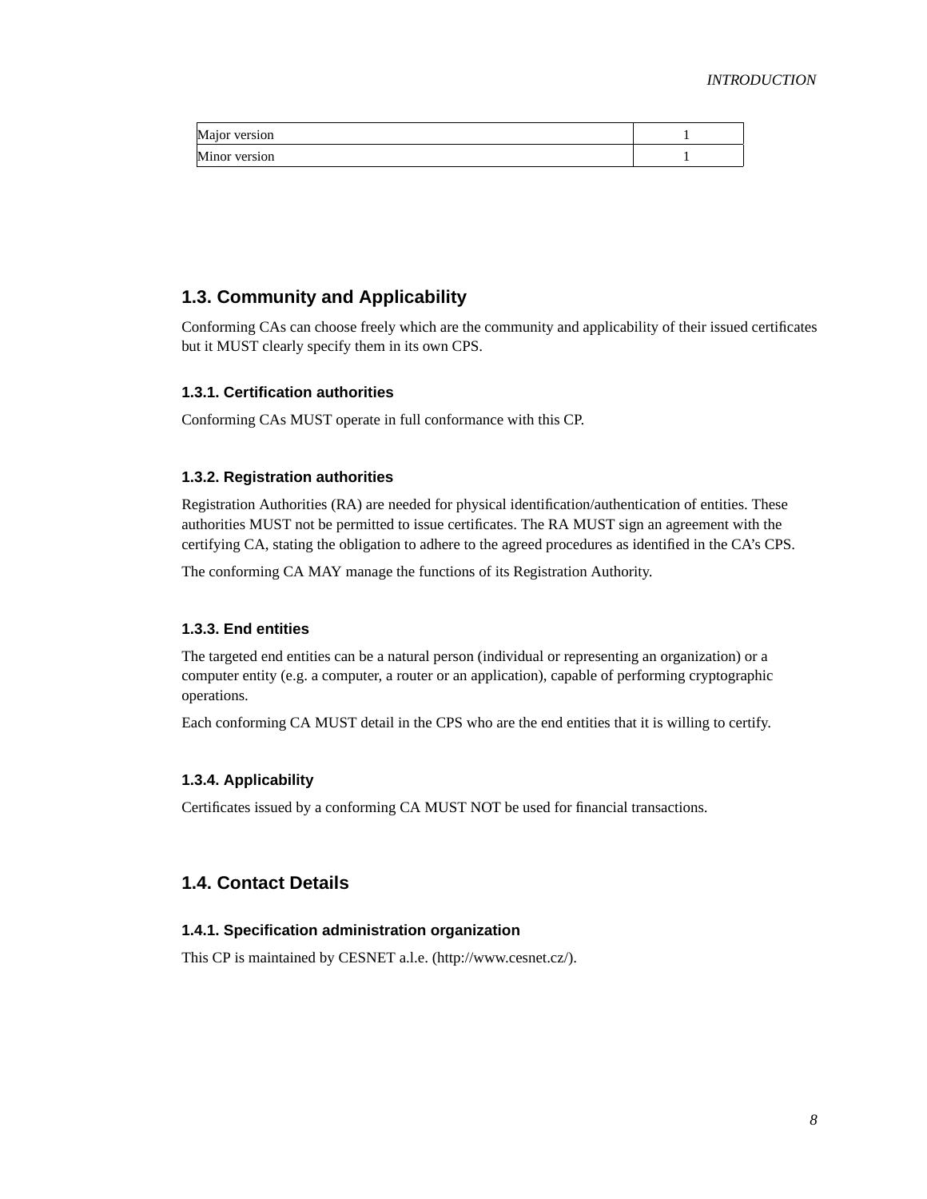| Major version | 1 |
| --- | --- |
| Minor version | 1 |

## 1.3. Community and Applicability

Conforming CAs can choose freely which are the community and applicability of their issued certificates but it MUST clearly specify them in its own CPS.

### 1.3.1. Certification authorities

Conforming CAs MUST operate in full conformance with this CP.

### 1.3.2. Registration authorities

Registration Authorities (RA) are needed for physical identification/authentication of entities. These authorities MUST not be permitted to issue certificates. The RA MUST sign an agreement with the certifying CA, stating the obligation to adhere to the agreed procedures as identified in the CA's CPS.

The conforming CA MAY manage the functions of its Registration Authority.

### 1.3.3. End entities

The targeted end entities can be a natural person (individual or representing an organization) or a computer entity (e.g. a computer, a router or an application), capable of performing cryptographic operations.

Each conforming CA MUST detail in the CPS who are the end entities that it is willing to certify.

### 1.3.4. Applicability

Certificates issued by a conforming CA MUST NOT be used for financial transactions.

## 1.4. Contact Details

### 1.4.1. Specification administration organization

This CP is maintained by CESNET a.l.e. (http://www.cesnet.cz/).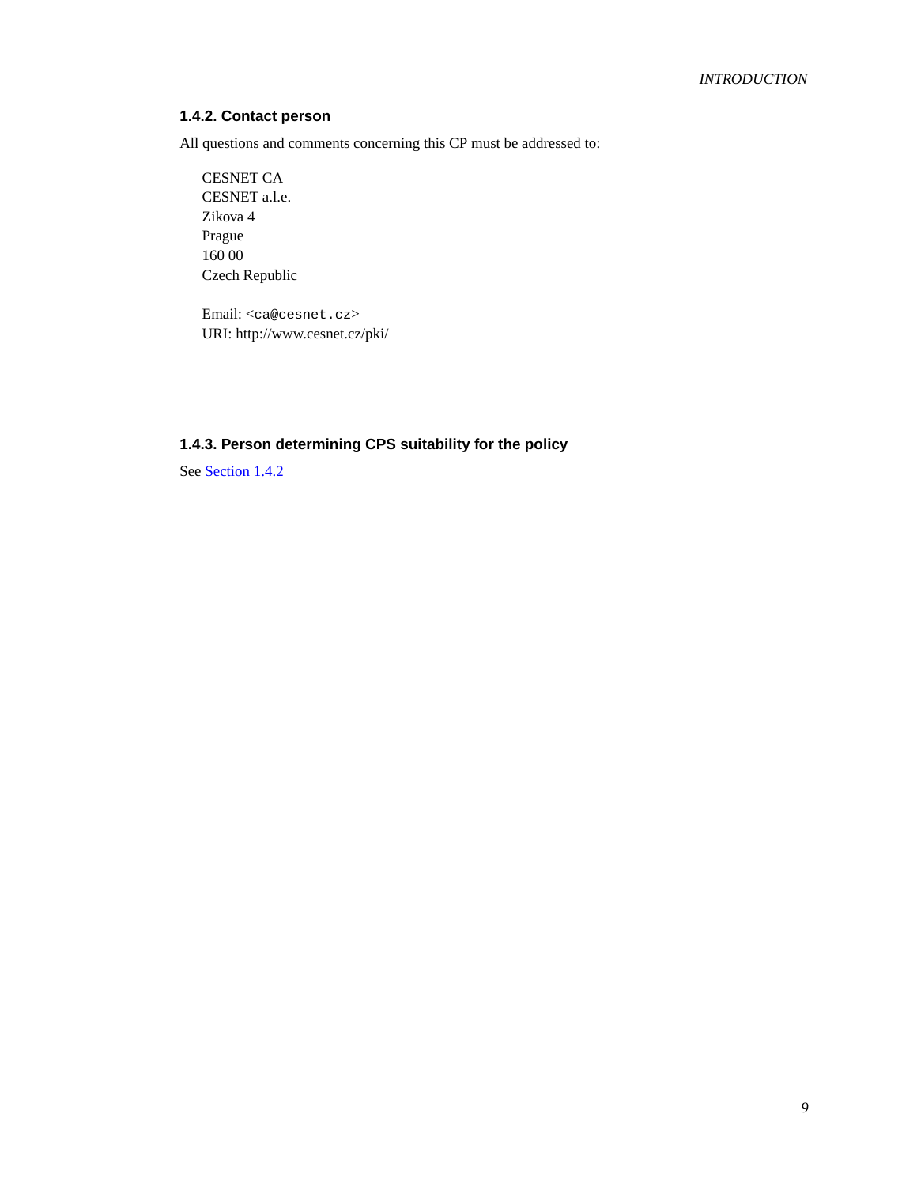### 1.4.2. Contact person

All questions and comments concerning this CP must be addressed to:

CESNET CA  
CESNET a.l.e.  
Zikova 4  
Prague  
160 00  
Czech Republic

Email: <ca@cesnet.cz>  
URI: http://www.cesnet.cz/pki/

### 1.4.3. Person determining CPS suitability for the policy

See Section 1.4.2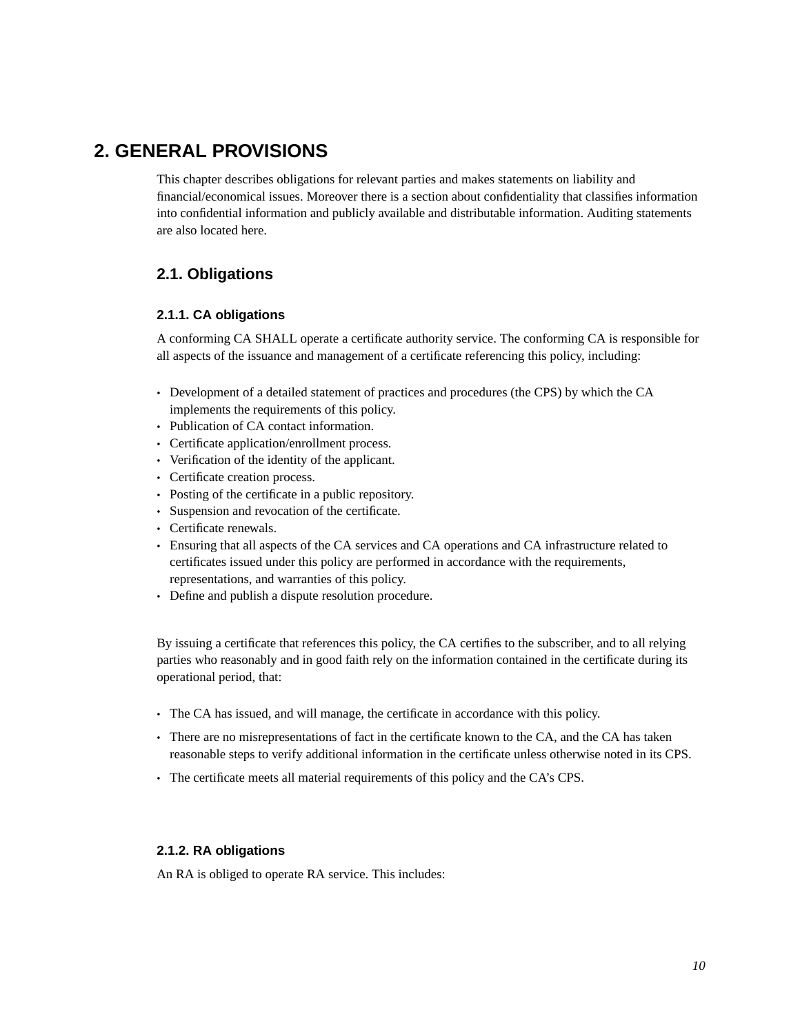# 2. GENERAL PROVISIONS

This chapter describes obligations for relevant parties and makes statements on liability and financial/economical issues. Moreover there is a section about confidentiality that classifies information into confidential information and publicly available and distributable information. Auditing statements are also located here.

## 2.1. Obligations

### 2.1.1. CA obligations

A conforming CA SHALL operate a certificate authority service. The conforming CA is responsible for all aspects of the issuance and management of a certificate referencing this policy, including:

- Development of a detailed statement of practices and procedures (the CPS) by which the CA implements the requirements of this policy.
- Publication of CA contact information.
- Certificate application/enrollment process.
- Verification of the identity of the applicant.
- Certificate creation process.
- Posting of the certificate in a public repository.
- Suspension and revocation of the certificate.
- Certificate renewals.
- Ensuring that all aspects of the CA services and CA operations and CA infrastructure related to certificates issued under this policy are performed in accordance with the requirements, representations, and warranties of this policy.
- Define and publish a dispute resolution procedure.

By issuing a certificate that references this policy, the CA certifies to the subscriber, and to all relying parties who reasonably and in good faith rely on the information contained in the certificate during its operational period, that:

- The CA has issued, and will manage, the certificate in accordance with this policy.
- There are no misrepresentations of fact in the certificate known to the CA, and the CA has taken reasonable steps to verify additional information in the certificate unless otherwise noted in its CPS.
- The certificate meets all material requirements of this policy and the CA's CPS.

### 2.1.2. RA obligations

An RA is obliged to operate RA service. This includes: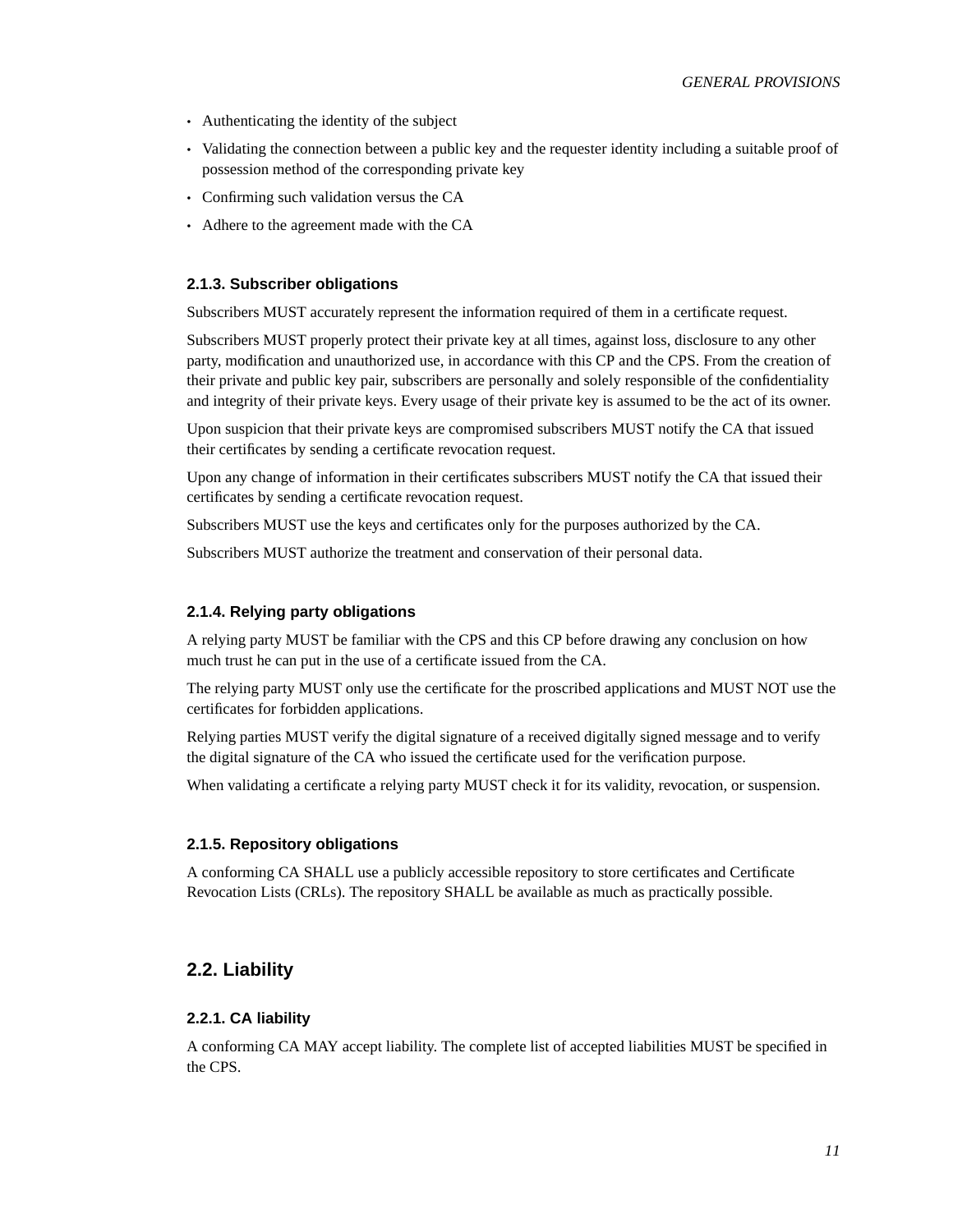- Authenticating the identity of the subject
- Validating the connection between a public key and the requester identity including a suitable proof of possession method of the corresponding private key
- Confirming such validation versus the CA
- Adhere to the agreement made with the CA

### 2.1.3. Subscriber obligations

Subscribers MUST accurately represent the information required of them in a certificate request.

Subscribers MUST properly protect their private key at all times, against loss, disclosure to any other party, modification and unauthorized use, in accordance with this CP and the CPS. From the creation of their private and public key pair, subscribers are personally and solely responsible of the confidentiality and integrity of their private keys. Every usage of their private key is assumed to be the act of its owner.

Upon suspicion that their private keys are compromised subscribers MUST notify the CA that issued their certificates by sending a certificate revocation request.

Upon any change of information in their certificates subscribers MUST notify the CA that issued their certificates by sending a certificate revocation request.

Subscribers MUST use the keys and certificates only for the purposes authorized by the CA.

Subscribers MUST authorize the treatment and conservation of their personal data.

### 2.1.4. Relying party obligations

A relying party MUST be familiar with the CPS and this CP before drawing any conclusion on how much trust he can put in the use of a certificate issued from the CA.

The relying party MUST only use the certificate for the proscribed applications and MUST NOT use the certificates for forbidden applications.

Relying parties MUST verify the digital signature of a received digitally signed message and to verify the digital signature of the CA who issued the certificate used for the verification purpose.

When validating a certificate a relying party MUST check it for its validity, revocation, or suspension.

### 2.1.5. Repository obligations

A conforming CA SHALL use a publicly accessible repository to store certificates and Certificate Revocation Lists (CRLs). The repository SHALL be available as much as practically possible.

## 2.2. Liability

### 2.2.1. CA liability

A conforming CA MAY accept liability. The complete list of accepted liabilities MUST be specified in the CPS.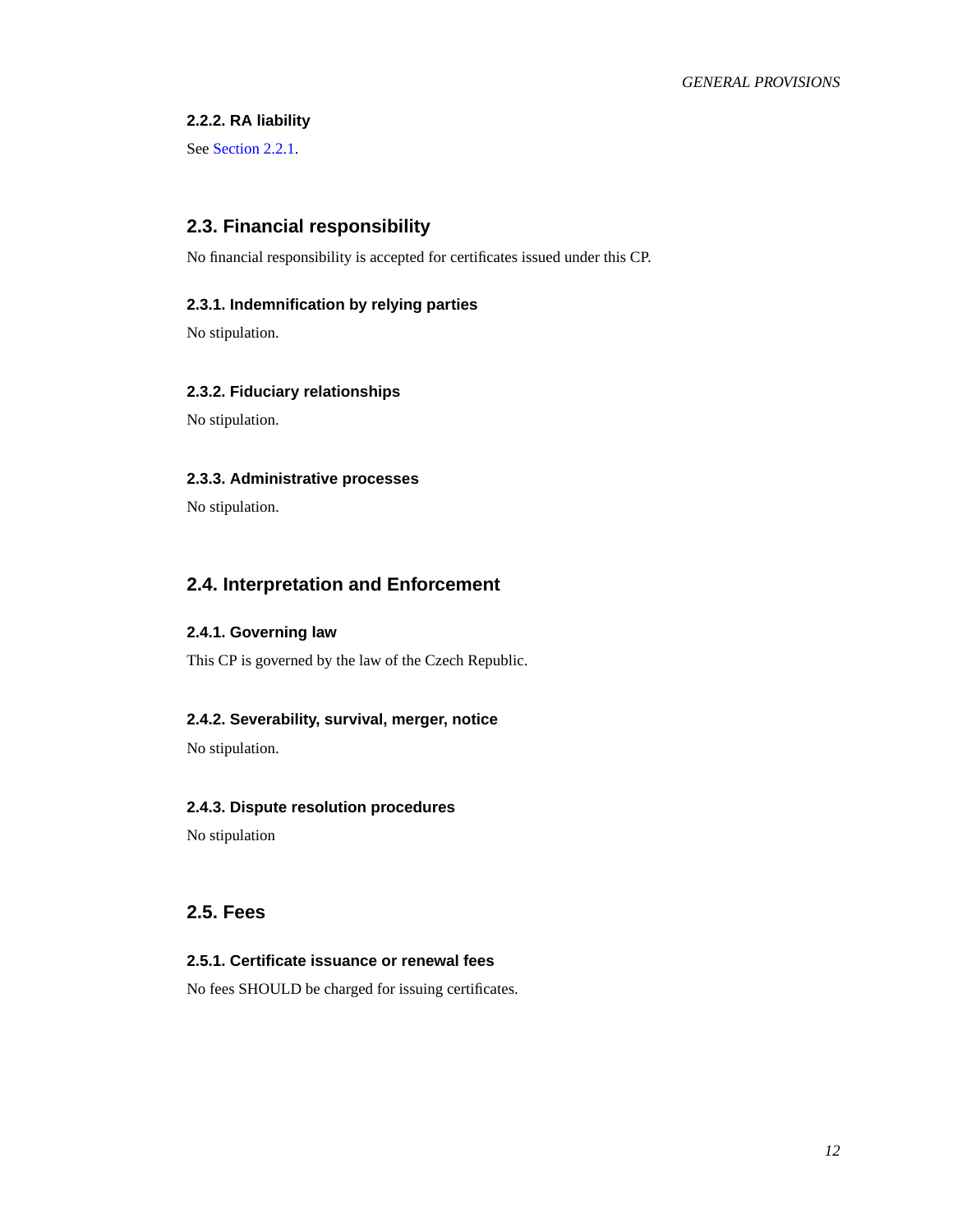### 2.2.2. RA liability

See Section 2.2.1.

## 2.3. Financial responsibility

No financial responsibility is accepted for certificates issued under this CP.

### 2.3.1. Indemnification by relying parties

No stipulation.

### 2.3.2. Fiduciary relationships

No stipulation.

### 2.3.3. Administrative processes

No stipulation.

## 2.4. Interpretation and Enforcement

### 2.4.1. Governing law

This CP is governed by the law of the Czech Republic.

### 2.4.2. Severability, survival, merger, notice

No stipulation.

### 2.4.3. Dispute resolution procedures

No stipulation

## 2.5. Fees

### 2.5.1. Certificate issuance or renewal fees

No fees SHOULD be charged for issuing certificates.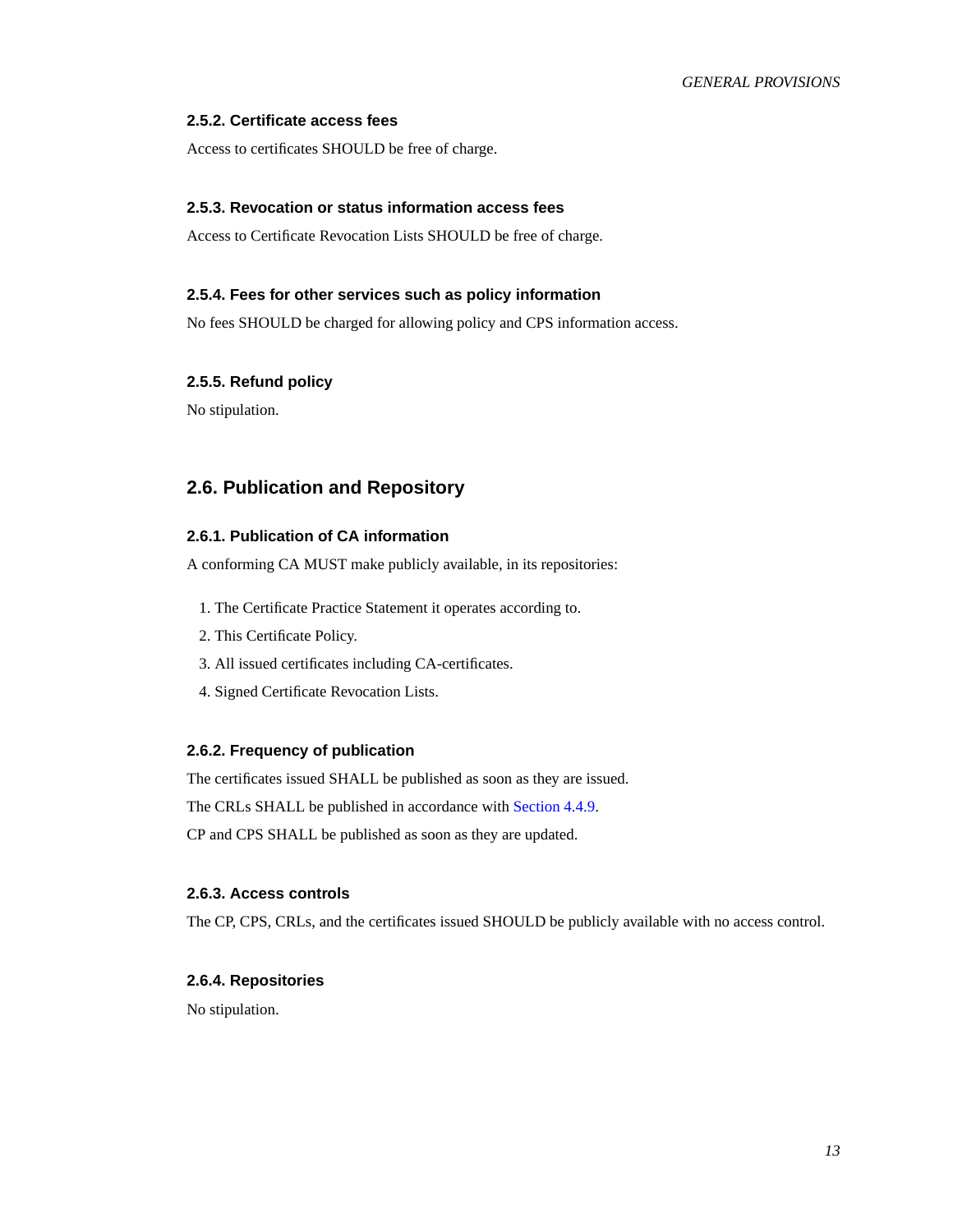### 2.5.2. Certificate access fees

Access to certificates SHOULD be free of charge.

### 2.5.3. Revocation or status information access fees

Access to Certificate Revocation Lists SHOULD be free of charge.

### 2.5.4. Fees for other services such as policy information

No fees SHOULD be charged for allowing policy and CPS information access.

### 2.5.5. Refund policy

No stipulation.

## 2.6. Publication and Repository

### 2.6.1. Publication of CA information

A conforming CA MUST make publicly available, in its repositories:

1. The Certificate Practice Statement it operates according to.
2. This Certificate Policy.
3. All issued certificates including CA-certificates.
4. Signed Certificate Revocation Lists.

### 2.6.2. Frequency of publication

The certificates issued SHALL be published as soon as they are issued.

The CRLs SHALL be published in accordance with Section 4.4.9.

CP and CPS SHALL be published as soon as they are updated.

### 2.6.3. Access controls

The CP, CPS, CRLs, and the certificates issued SHOULD be publicly available with no access control.

### 2.6.4. Repositories

No stipulation.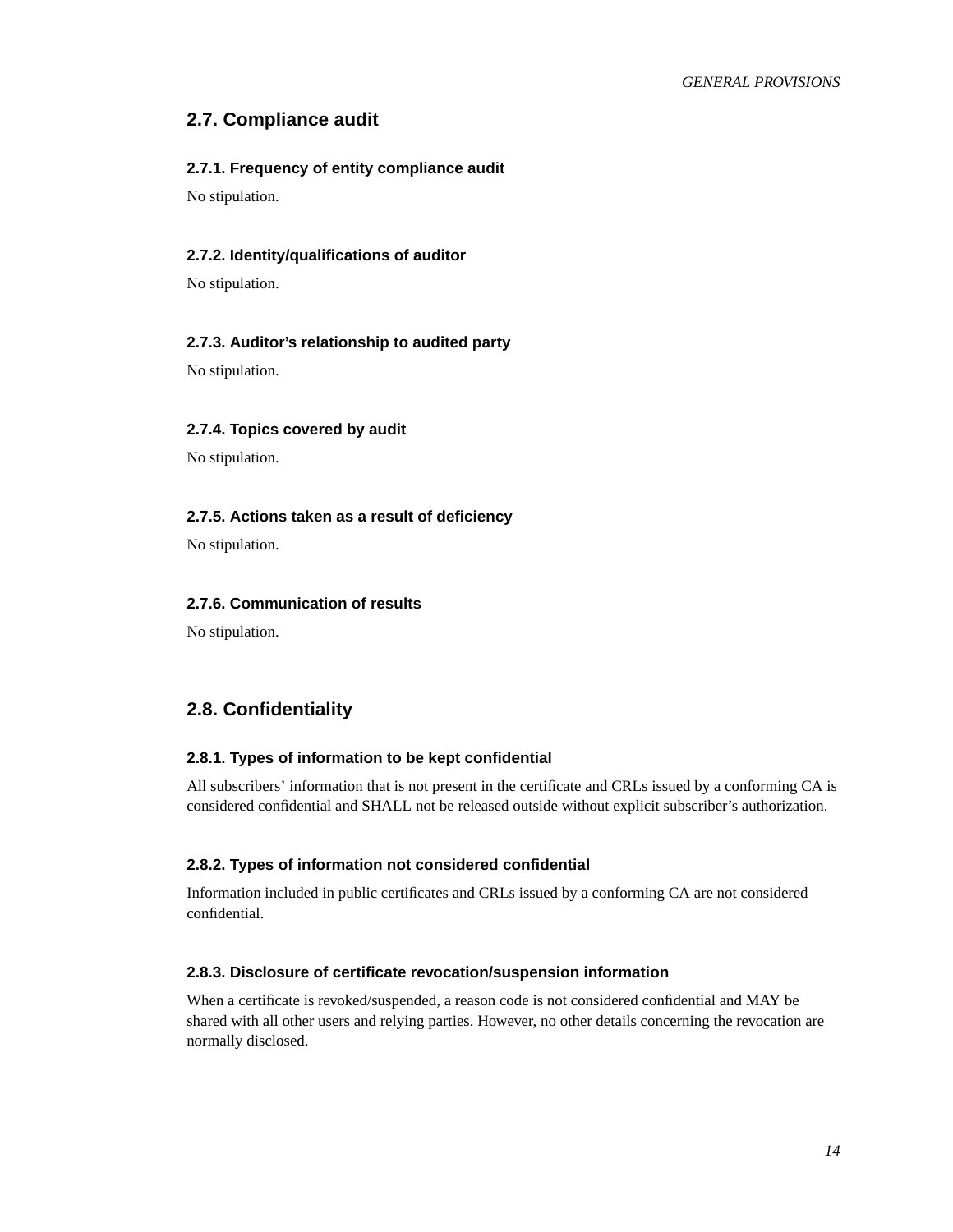## 2.7. Compliance audit

### 2.7.1. Frequency of entity compliance audit

No stipulation.

### 2.7.2. Identity/qualifications of auditor

No stipulation.

### 2.7.3. Auditor's relationship to audited party

No stipulation.

### 2.7.4. Topics covered by audit

No stipulation.

### 2.7.5. Actions taken as a result of deficiency

No stipulation.

### 2.7.6. Communication of results

No stipulation.

## 2.8. Confidentiality

### 2.8.1. Types of information to be kept confidential

All subscribers' information that is not present in the certificate and CRLs issued by a conforming CA is considered confidential and SHALL not be released outside without explicit subscriber's authorization.

### 2.8.2. Types of information not considered confidential

Information included in public certificates and CRLs issued by a conforming CA are not considered confidential.

### 2.8.3. Disclosure of certificate revocation/suspension information

When a certificate is revoked/suspended, a reason code is not considered confidential and MAY be shared with all other users and relying parties. However, no other details concerning the revocation are normally disclosed.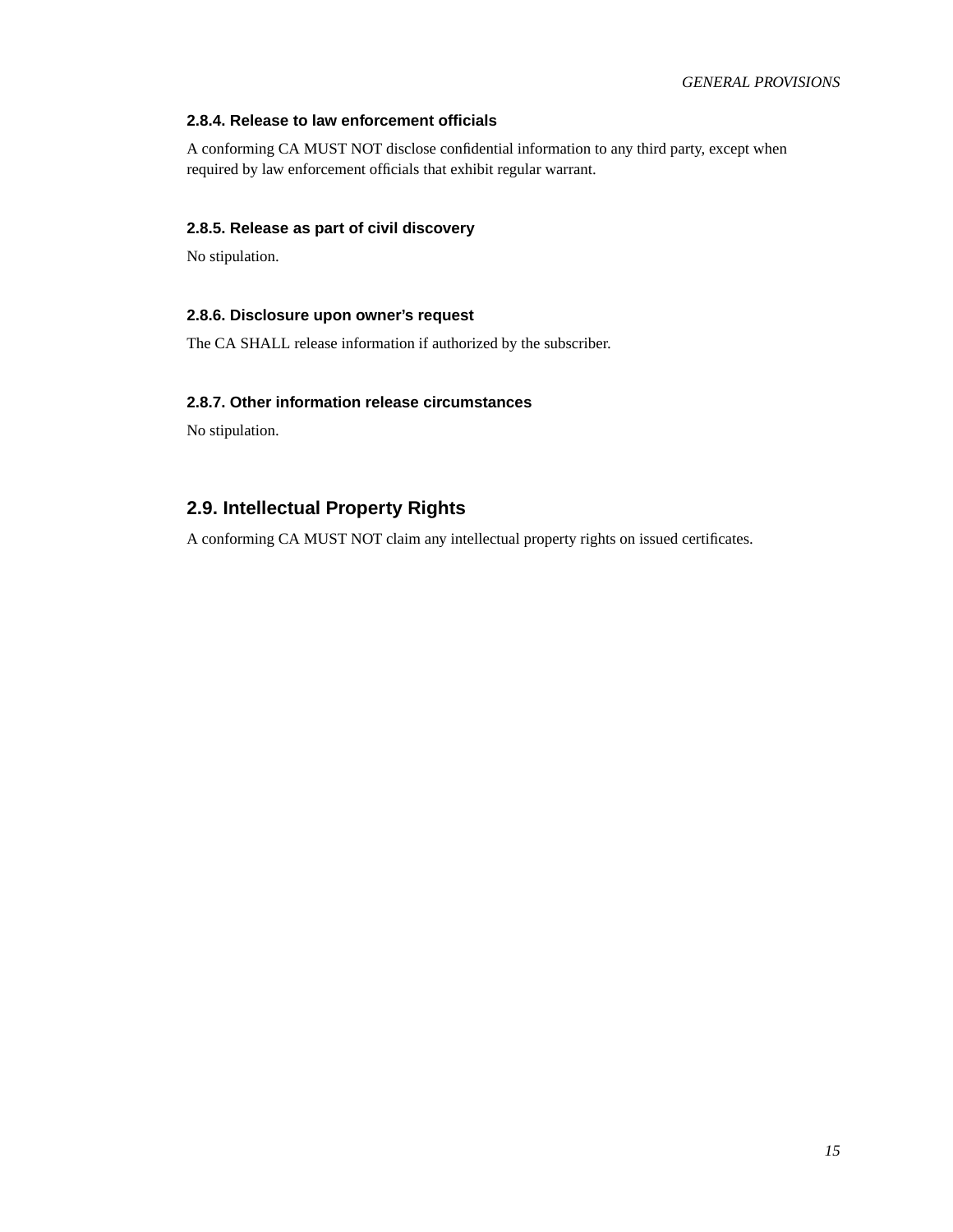### 2.8.4. Release to law enforcement officials

A conforming CA MUST NOT disclose confidential information to any third party, except when required by law enforcement officials that exhibit regular warrant.

### 2.8.5. Release as part of civil discovery

No stipulation.

### 2.8.6. Disclosure upon owner's request

The CA SHALL release information if authorized by the subscriber.

### 2.8.7. Other information release circumstances

No stipulation.

## 2.9. Intellectual Property Rights

A conforming CA MUST NOT claim any intellectual property rights on issued certificates.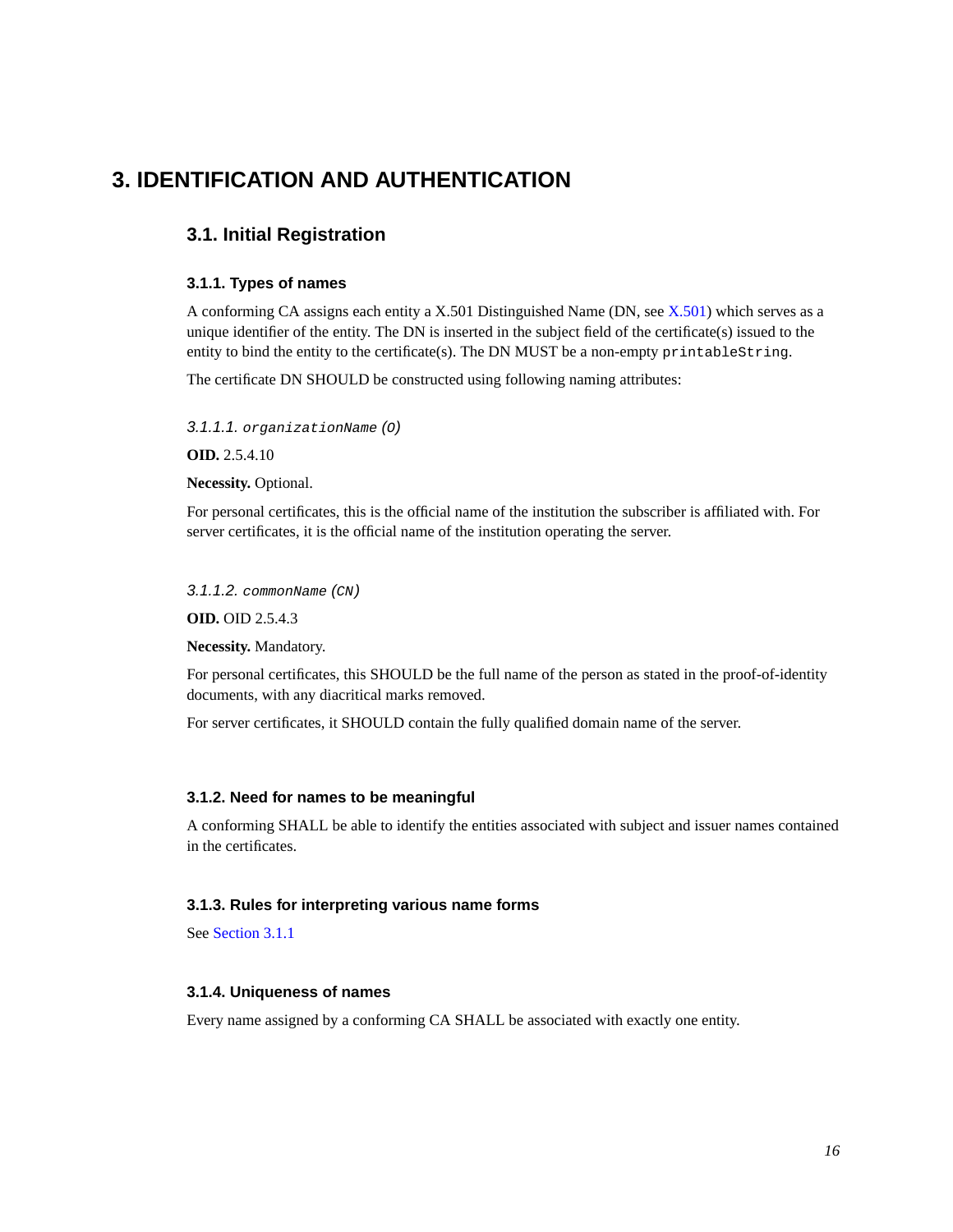# 3. IDENTIFICATION AND AUTHENTICATION

## 3.1. Initial Registration

### 3.1.1. Types of names

A conforming CA assigns each entity a X.501 Distinguished Name (DN, see X.501) which serves as a unique identifier of the entity. The DN is inserted in the subject field of the certificate(s) issued to the entity to bind the entity to the certificate(s). The DN MUST be a non-empty `printableString`.

The certificate DN SHOULD be constructed using following naming attributes:

#### *3.1.1.1. `organizationName` (`O`)*

**OID.** 2.5.4.10

**Necessity.** Optional.

For personal certificates, this is the official name of the institution the subscriber is affiliated with. For server certificates, it is the official name of the institution operating the server.

#### *3.1.1.2. `commonName` (`CN`)*

**OID.** OID 2.5.4.3

**Necessity.** Mandatory.

For personal certificates, this SHOULD be the full name of the person as stated in the proof-of-identity documents, with any diacritical marks removed.

For server certificates, it SHOULD contain the fully qualified domain name of the server.

### 3.1.2. Need for names to be meaningful

A conforming SHALL be able to identify the entities associated with subject and issuer names contained in the certificates.

### 3.1.3. Rules for interpreting various name forms

See Section 3.1.1

### 3.1.4. Uniqueness of names

Every name assigned by a conforming CA SHALL be associated with exactly one entity.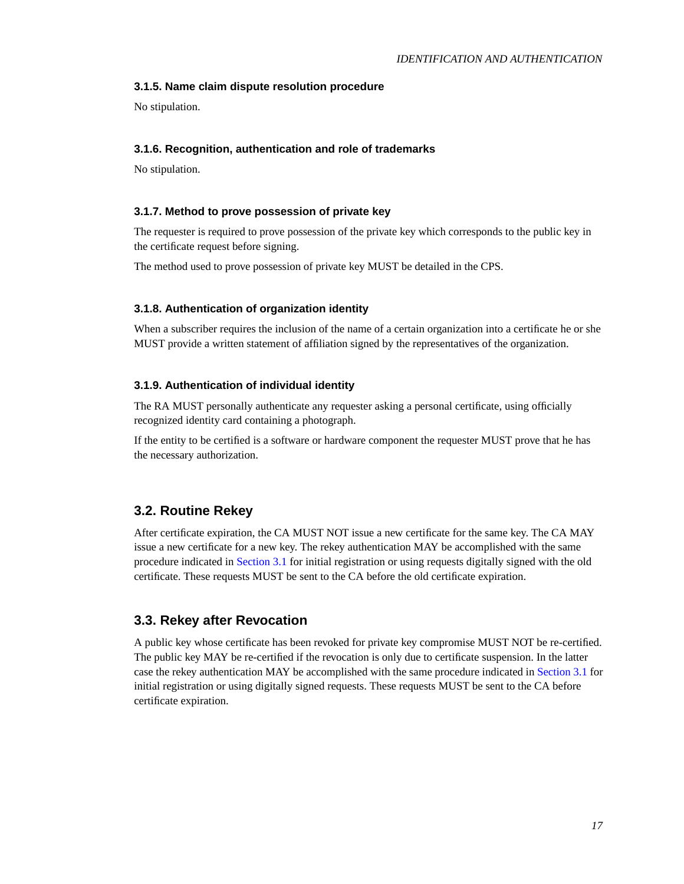### 3.1.5. Name claim dispute resolution procedure

No stipulation.

### 3.1.6. Recognition, authentication and role of trademarks

No stipulation.

### 3.1.7. Method to prove possession of private key

The requester is required to prove possession of the private key which corresponds to the public key in the certificate request before signing.

The method used to prove possession of private key MUST be detailed in the CPS.

### 3.1.8. Authentication of organization identity

When a subscriber requires the inclusion of the name of a certain organization into a certificate he or she MUST provide a written statement of affiliation signed by the representatives of the organization.

### 3.1.9. Authentication of individual identity

The RA MUST personally authenticate any requester asking a personal certificate, using officially recognized identity card containing a photograph.

If the entity to be certified is a software or hardware component the requester MUST prove that he has the necessary authorization.

## 3.2. Routine Rekey

After certificate expiration, the CA MUST NOT issue a new certificate for the same key. The CA MAY issue a new certificate for a new key. The rekey authentication MAY be accomplished with the same procedure indicated in Section 3.1 for initial registration or using requests digitally signed with the old certificate. These requests MUST be sent to the CA before the old certificate expiration.

## 3.3. Rekey after Revocation

A public key whose certificate has been revoked for private key compromise MUST NOT be re-certified. The public key MAY be re-certified if the revocation is only due to certificate suspension. In the latter case the rekey authentication MAY be accomplished with the same procedure indicated in Section 3.1 for initial registration or using digitally signed requests. These requests MUST be sent to the CA before certificate expiration.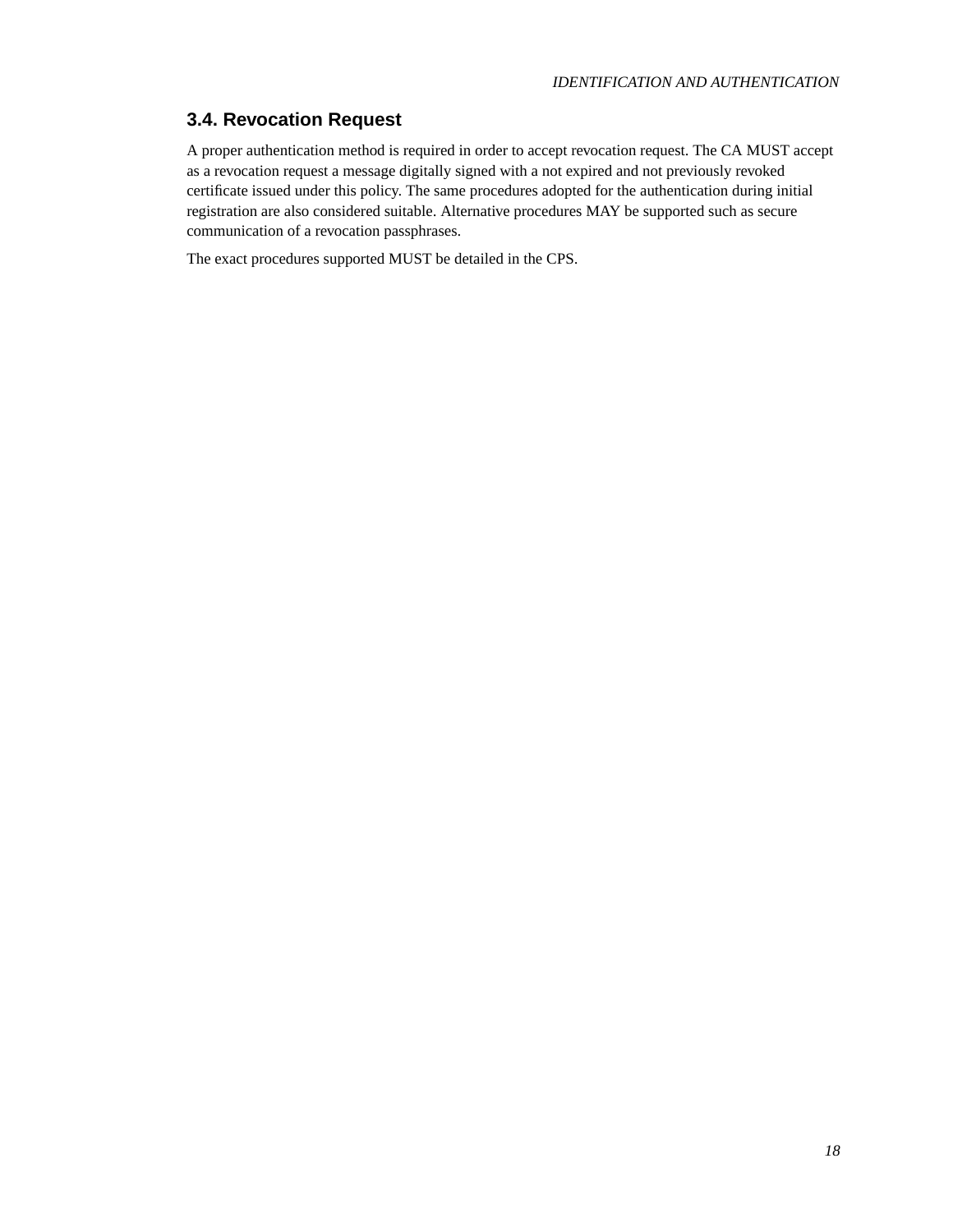## 3.4. Revocation Request

A proper authentication method is required in order to accept revocation request. The CA MUST accept as a revocation request a message digitally signed with a not expired and not previously revoked certificate issued under this policy. The same procedures adopted for the authentication during initial registration are also considered suitable. Alternative procedures MAY be supported such as secure communication of a revocation passphrases.

The exact procedures supported MUST be detailed in the CPS.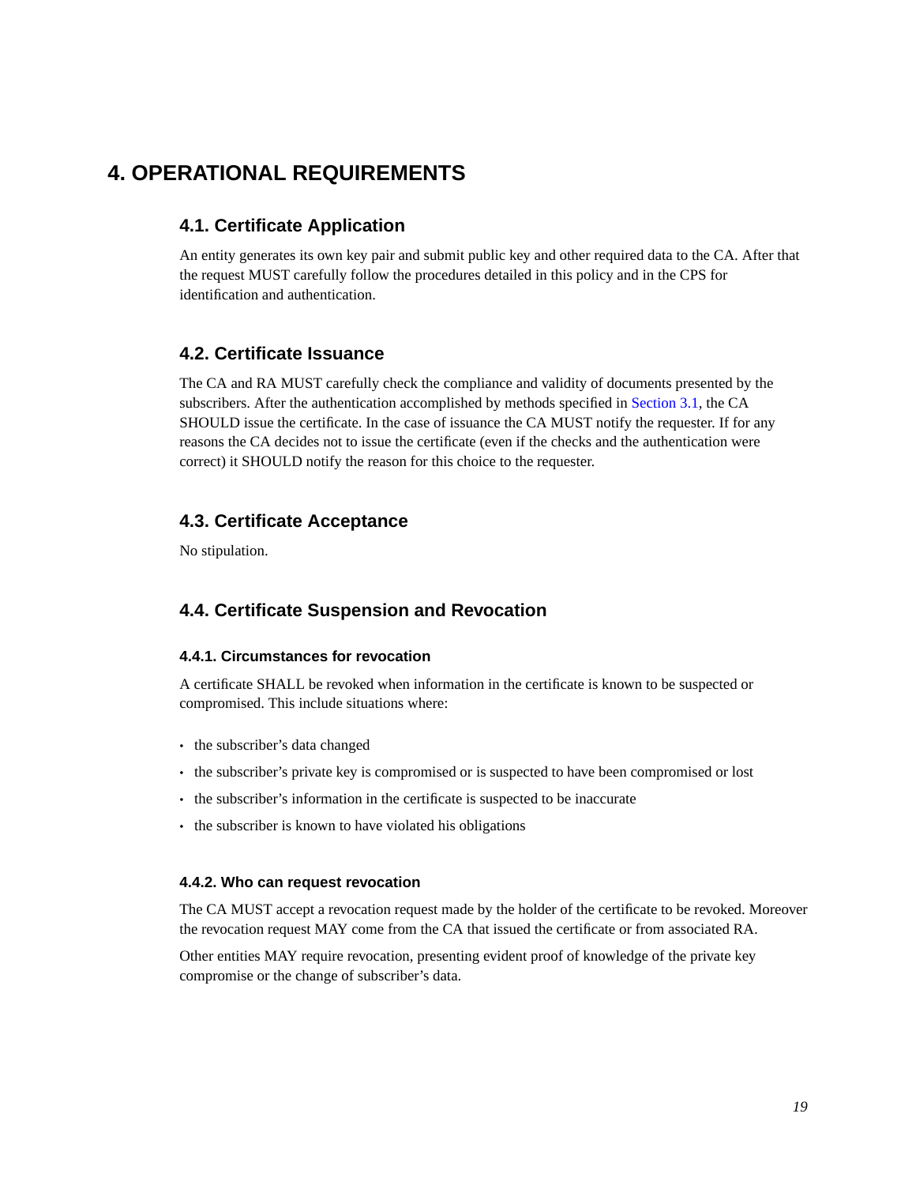# 4. OPERATIONAL REQUIREMENTS

## 4.1. Certificate Application

An entity generates its own key pair and submit public key and other required data to the CA. After that the request MUST carefully follow the procedures detailed in this policy and in the CPS for identification and authentication.

## 4.2. Certificate Issuance

The CA and RA MUST carefully check the compliance and validity of documents presented by the subscribers. After the authentication accomplished by methods specified in Section 3.1, the CA SHOULD issue the certificate. In the case of issuance the CA MUST notify the requester. If for any reasons the CA decides not to issue the certificate (even if the checks and the authentication were correct) it SHOULD notify the reason for this choice to the requester.

## 4.3. Certificate Acceptance

No stipulation.

## 4.4. Certificate Suspension and Revocation

### 4.4.1. Circumstances for revocation

A certificate SHALL be revoked when information in the certificate is known to be suspected or compromised. This include situations where:

- the subscriber's data changed
- the subscriber's private key is compromised or is suspected to have been compromised or lost
- the subscriber's information in the certificate is suspected to be inaccurate
- the subscriber is known to have violated his obligations

### 4.4.2. Who can request revocation

The CA MUST accept a revocation request made by the holder of the certificate to be revoked. Moreover the revocation request MAY come from the CA that issued the certificate or from associated RA.

Other entities MAY require revocation, presenting evident proof of knowledge of the private key compromise or the change of subscriber's data.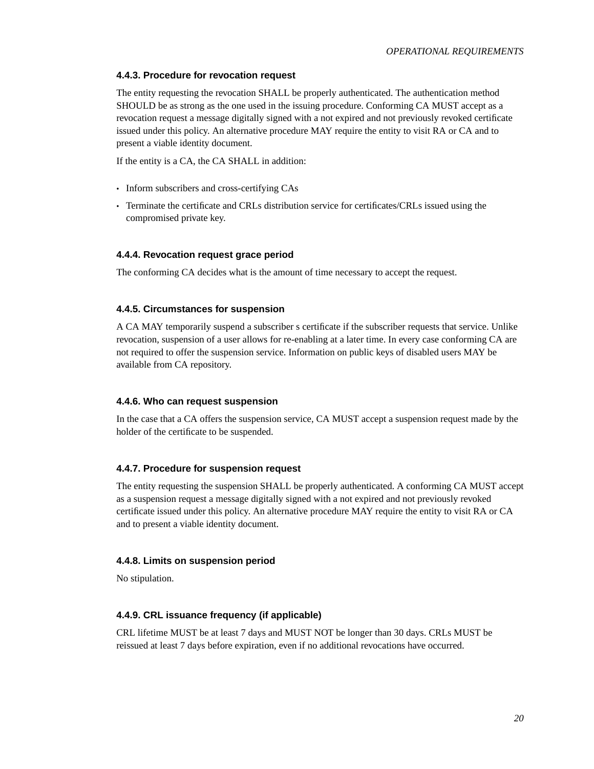#### 4.4.3. Procedure for revocation request

The entity requesting the revocation SHALL be properly authenticated. The authentication method SHOULD be as strong as the one used in the issuing procedure. Conforming CA MUST accept as a revocation request a message digitally signed with a not expired and not previously revoked certificate issued under this policy. An alternative procedure MAY require the entity to visit RA or CA and to present a viable identity document.

If the entity is a CA, the CA SHALL in addition:

- Inform subscribers and cross-certifying CAs
- Terminate the certificate and CRLs distribution service for certificates/CRLs issued using the compromised private key.

#### 4.4.4. Revocation request grace period

The conforming CA decides what is the amount of time necessary to accept the request.

#### 4.4.5. Circumstances for suspension

A CA MAY temporarily suspend a subscriber s certificate if the subscriber requests that service. Unlike revocation, suspension of a user allows for re-enabling at a later time. In every case conforming CA are not required to offer the suspension service. Information on public keys of disabled users MAY be available from CA repository.

#### 4.4.6. Who can request suspension

In the case that a CA offers the suspension service, CA MUST accept a suspension request made by the holder of the certificate to be suspended.

#### 4.4.7. Procedure for suspension request

The entity requesting the suspension SHALL be properly authenticated. A conforming CA MUST accept as a suspension request a message digitally signed with a not expired and not previously revoked certificate issued under this policy. An alternative procedure MAY require the entity to visit RA or CA and to present a viable identity document.

#### 4.4.8. Limits on suspension period

No stipulation.

#### 4.4.9. CRL issuance frequency (if applicable)

CRL lifetime MUST be at least 7 days and MUST NOT be longer than 30 days. CRLs MUST be reissued at least 7 days before expiration, even if no additional revocations have occurred.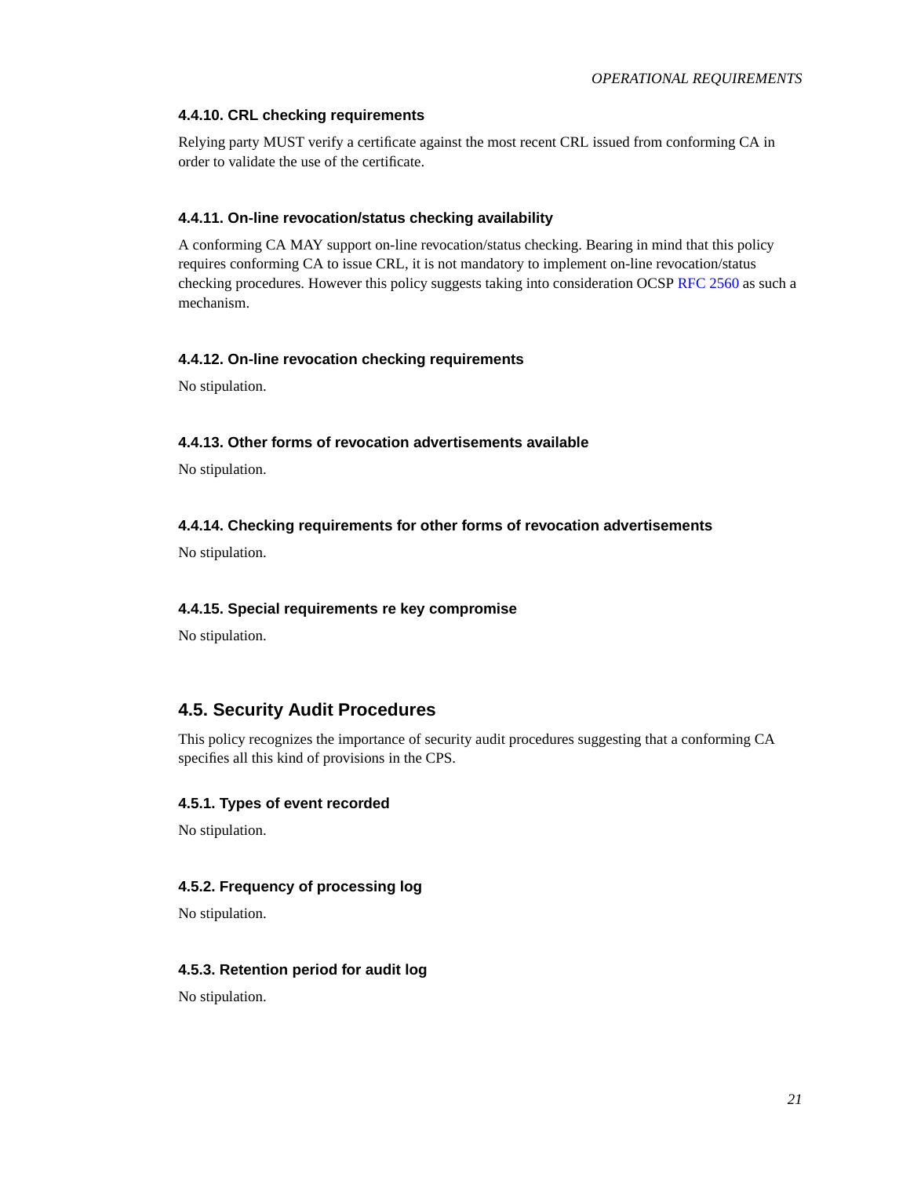### 4.4.10. CRL checking requirements

Relying party MUST verify a certificate against the most recent CRL issued from conforming CA in order to validate the use of the certificate.

### 4.4.11. On-line revocation/status checking availability

A conforming CA MAY support on-line revocation/status checking. Bearing in mind that this policy requires conforming CA to issue CRL, it is not mandatory to implement on-line revocation/status checking procedures. However this policy suggests taking into consideration OCSP RFC 2560 as such a mechanism.

### 4.4.12. On-line revocation checking requirements

No stipulation.

### 4.4.13. Other forms of revocation advertisements available

No stipulation.

### 4.4.14. Checking requirements for other forms of revocation advertisements

No stipulation.

### 4.4.15. Special requirements re key compromise

No stipulation.

## 4.5. Security Audit Procedures

This policy recognizes the importance of security audit procedures suggesting that a conforming CA specifies all this kind of provisions in the CPS.

### 4.5.1. Types of event recorded

No stipulation.

### 4.5.2. Frequency of processing log

No stipulation.

### 4.5.3. Retention period for audit log

No stipulation.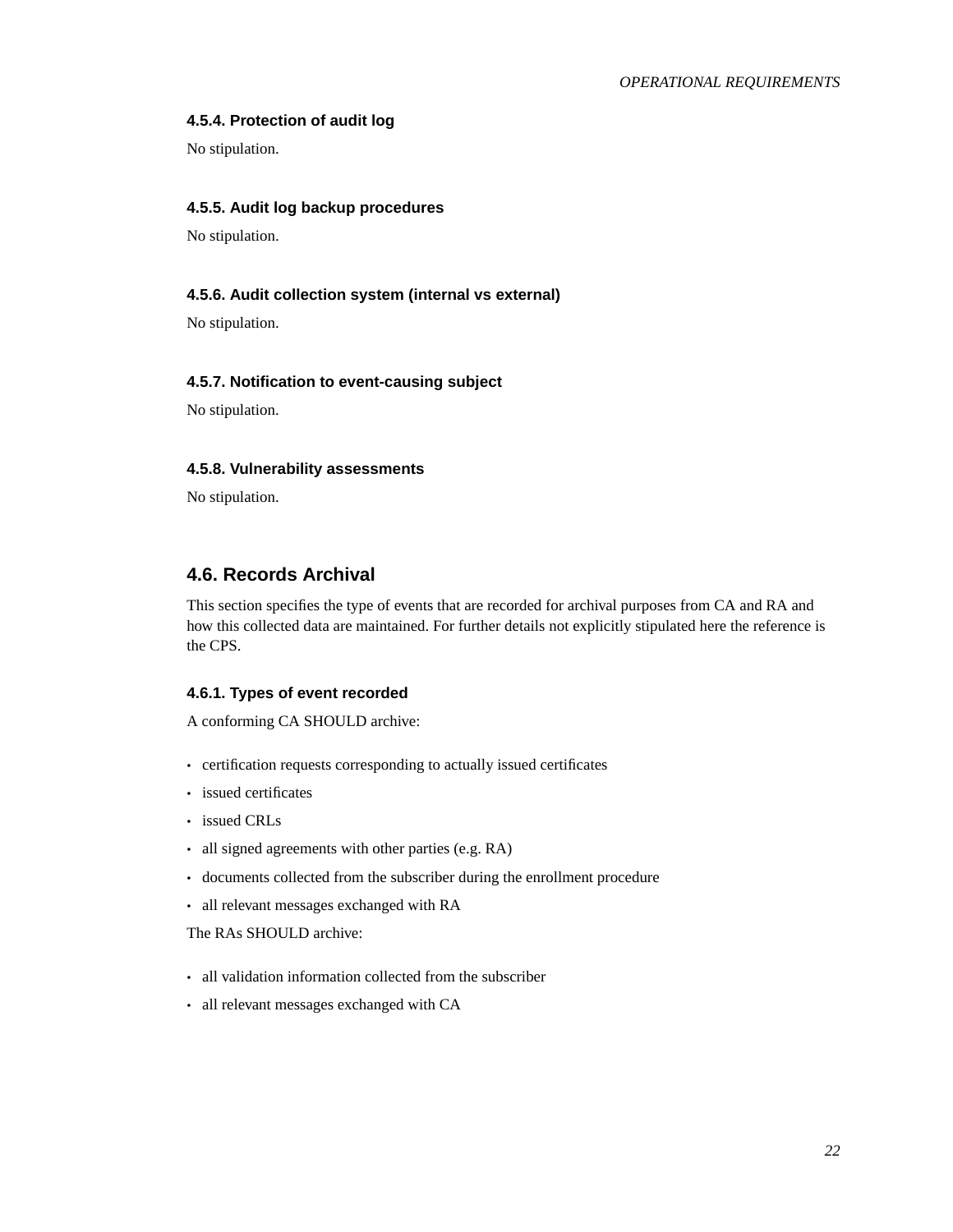### 4.5.4. Protection of audit log

No stipulation.

### 4.5.5. Audit log backup procedures

No stipulation.

### 4.5.6. Audit collection system (internal vs external)

No stipulation.

### 4.5.7. Notification to event-causing subject

No stipulation.

### 4.5.8. Vulnerability assessments

No stipulation.

## 4.6. Records Archival

This section specifies the type of events that are recorded for archival purposes from CA and RA and how this collected data are maintained. For further details not explicitly stipulated here the reference is the CPS.

### 4.6.1. Types of event recorded

A conforming CA SHOULD archive:

- certification requests corresponding to actually issued certificates
- issued certificates
- issued CRLs
- all signed agreements with other parties (e.g. RA)
- documents collected from the subscriber during the enrollment procedure
- all relevant messages exchanged with RA

The RAs SHOULD archive:

- all validation information collected from the subscriber
- all relevant messages exchanged with CA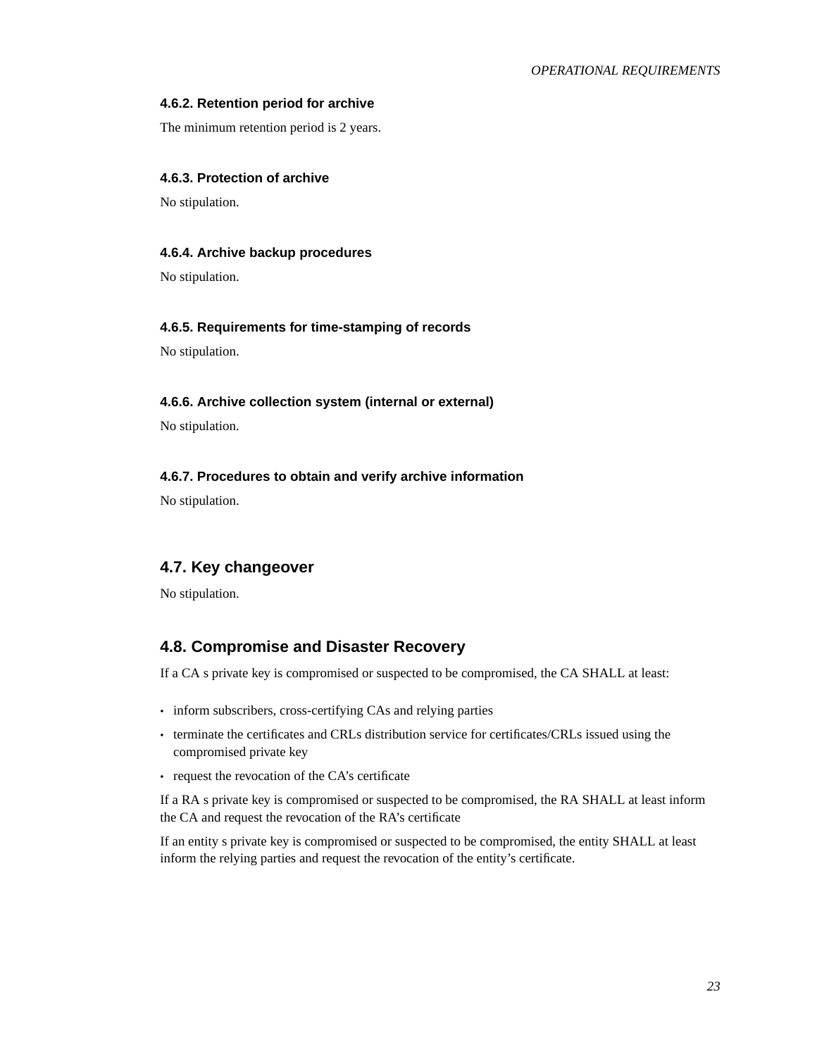#### 4.6.2. Retention period for archive

The minimum retention period is 2 years.

#### 4.6.3. Protection of archive

No stipulation.

#### 4.6.4. Archive backup procedures

No stipulation.

#### 4.6.5. Requirements for time-stamping of records

No stipulation.

#### 4.6.6. Archive collection system (internal or external)

No stipulation.

#### 4.6.7. Procedures to obtain and verify archive information

No stipulation.

### 4.7. Key changeover

No stipulation.

### 4.8. Compromise and Disaster Recovery

If a CA s private key is compromised or suspected to be compromised, the CA SHALL at least:

- inform subscribers, cross-certifying CAs and relying parties
- terminate the certificates and CRLs distribution service for certificates/CRLs issued using the compromised private key
- request the revocation of the CA's certificate

If a RA s private key is compromised or suspected to be compromised, the RA SHALL at least inform the CA and request the revocation of the RA's certificate

If an entity s private key is compromised or suspected to be compromised, the entity SHALL at least inform the relying parties and request the revocation of the entity's certificate.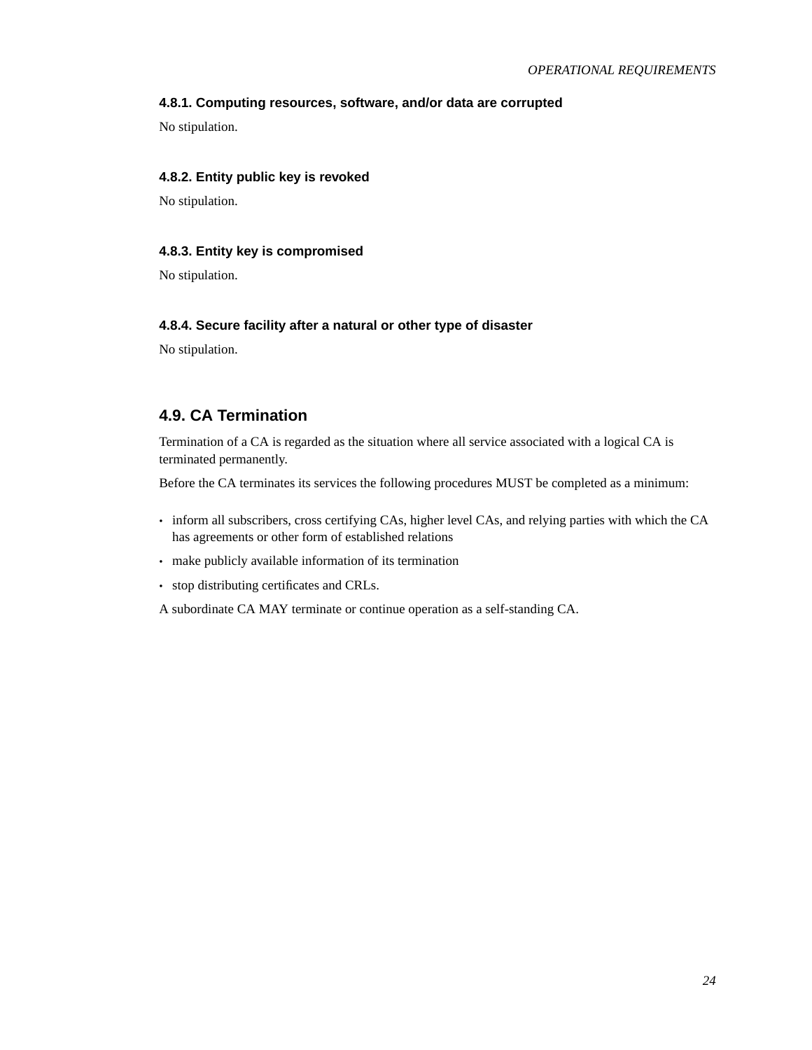#### 4.8.1. Computing resources, software, and/or data are corrupted

No stipulation.

#### 4.8.2. Entity public key is revoked

No stipulation.

#### 4.8.3. Entity key is compromised

No stipulation.

#### 4.8.4. Secure facility after a natural or other type of disaster

No stipulation.

### 4.9. CA Termination

Termination of a CA is regarded as the situation where all service associated with a logical CA is terminated permanently.

Before the CA terminates its services the following procedures MUST be completed as a minimum:

- inform all subscribers, cross certifying CAs, higher level CAs, and relying parties with which the CA has agreements or other form of established relations
- make publicly available information of its termination
- stop distributing certificates and CRLs.

A subordinate CA MAY terminate or continue operation as a self-standing CA.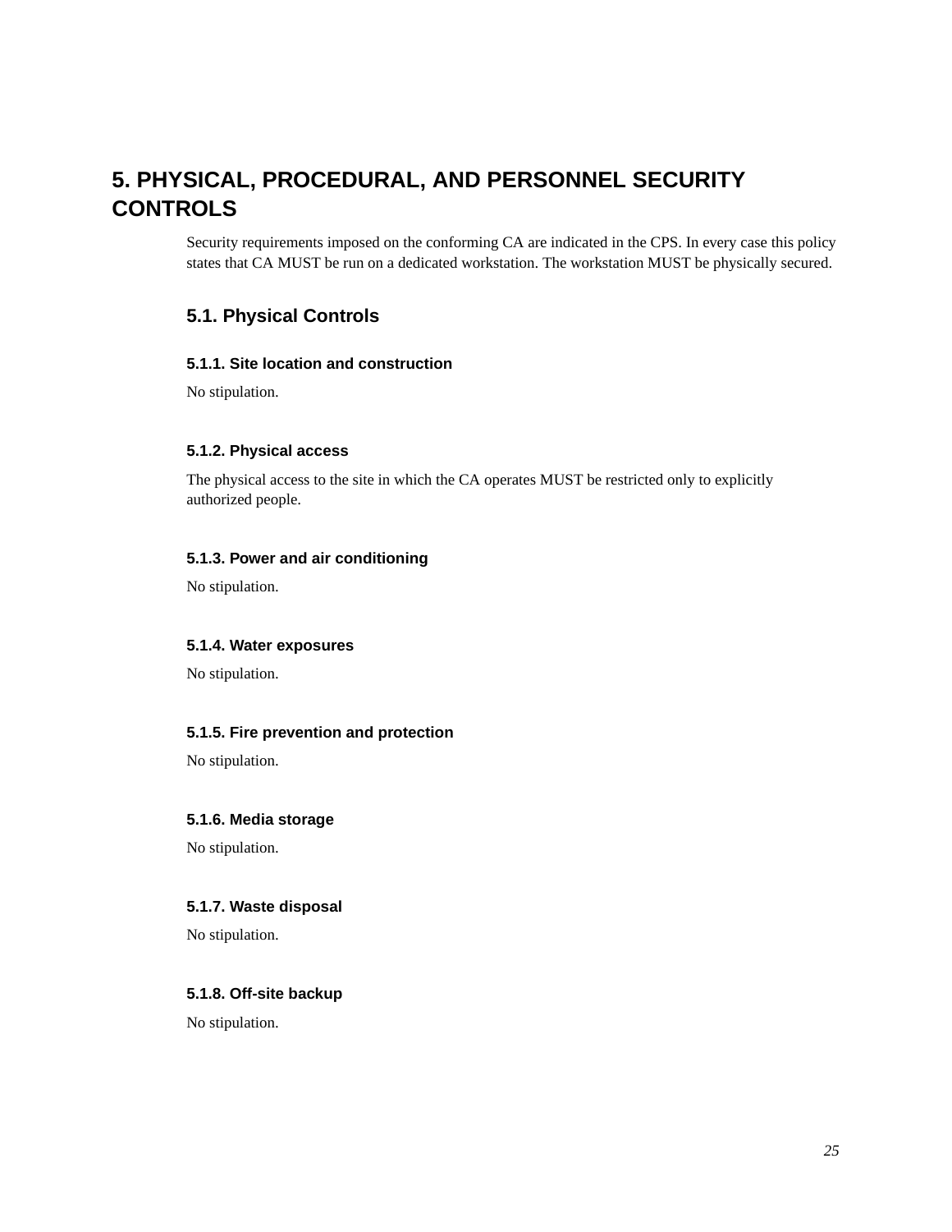# 5. PHYSICAL, PROCEDURAL, AND PERSONNEL SECURITY CONTROLS

Security requirements imposed on the conforming CA are indicated in the CPS. In every case this policy states that CA MUST be run on a dedicated workstation. The workstation MUST be physically secured.

## 5.1. Physical Controls

### 5.1.1. Site location and construction

No stipulation.

### 5.1.2. Physical access

The physical access to the site in which the CA operates MUST be restricted only to explicitly authorized people.

### 5.1.3. Power and air conditioning

No stipulation.

### 5.1.4. Water exposures

No stipulation.

### 5.1.5. Fire prevention and protection

No stipulation.

### 5.1.6. Media storage

No stipulation.

### 5.1.7. Waste disposal

No stipulation.

### 5.1.8. Off-site backup

No stipulation.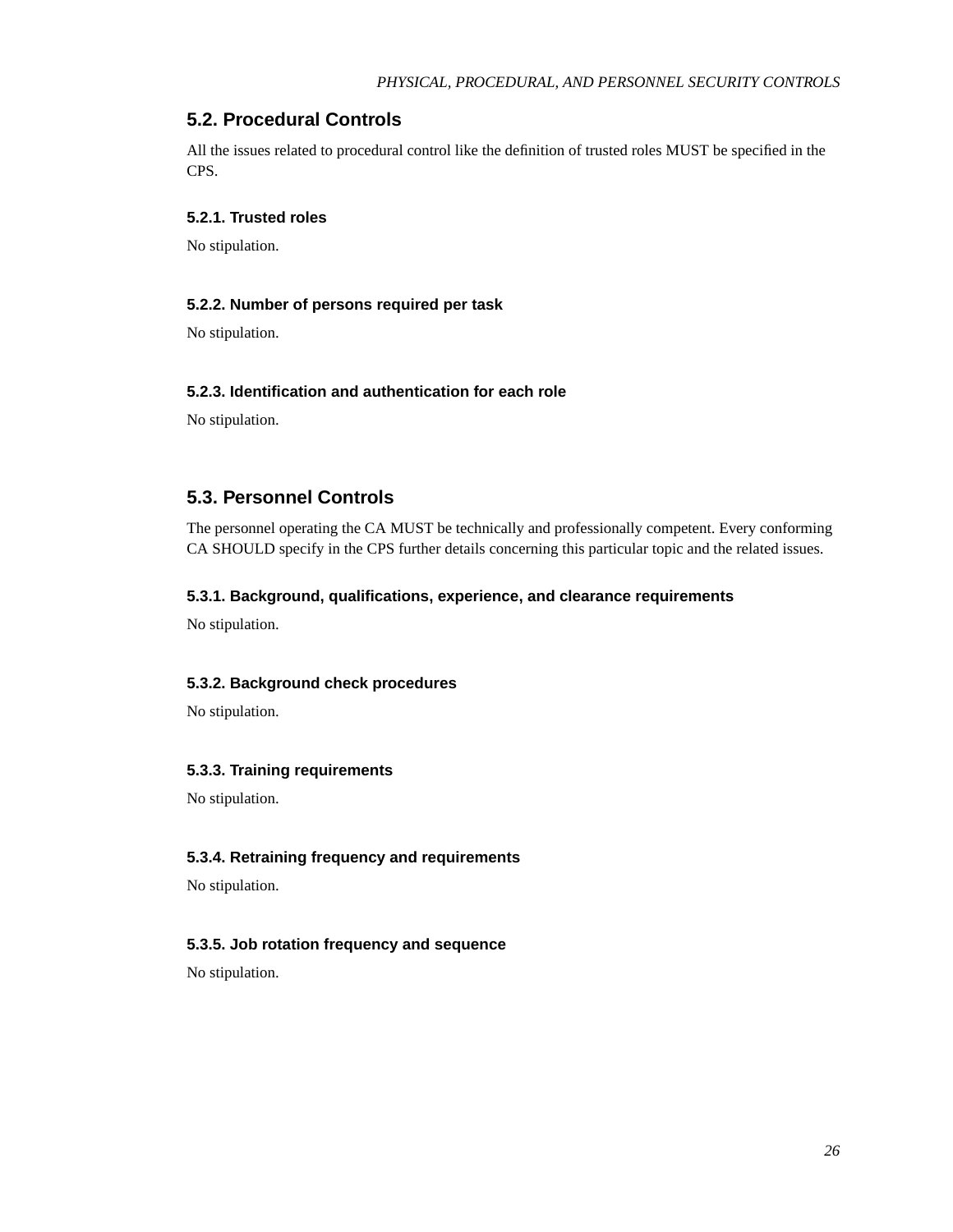## 5.2. Procedural Controls

All the issues related to procedural control like the definition of trusted roles MUST be specified in the CPS.

### 5.2.1. Trusted roles

No stipulation.

### 5.2.2. Number of persons required per task

No stipulation.

### 5.2.3. Identification and authentication for each role

No stipulation.

## 5.3. Personnel Controls

The personnel operating the CA MUST be technically and professionally competent. Every conforming CA SHOULD specify in the CPS further details concerning this particular topic and the related issues.

### 5.3.1. Background, qualifications, experience, and clearance requirements

No stipulation.

### 5.3.2. Background check procedures

No stipulation.

### 5.3.3. Training requirements

No stipulation.

### 5.3.4. Retraining frequency and requirements

No stipulation.

### 5.3.5. Job rotation frequency and sequence

No stipulation.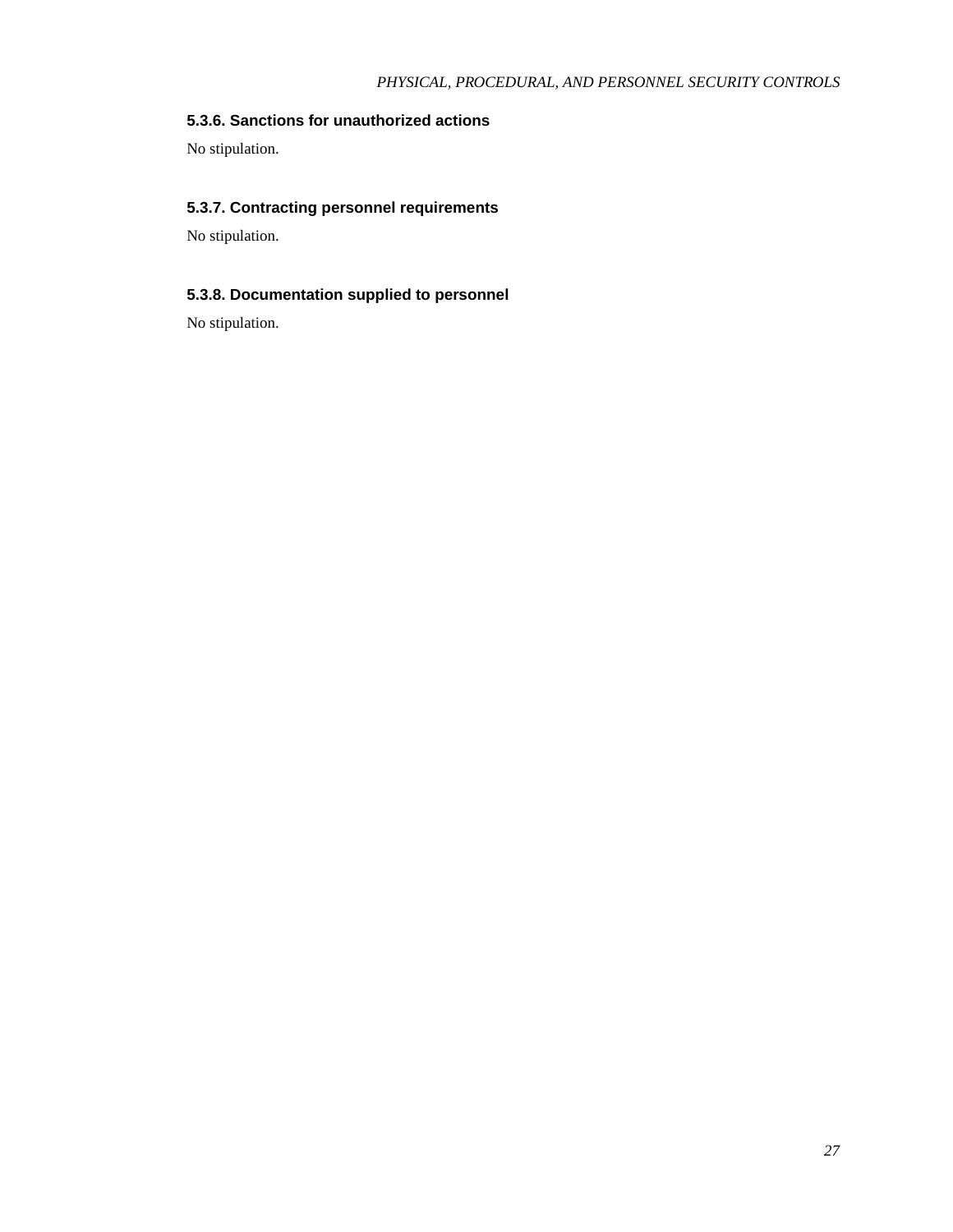### 5.3.6. Sanctions for unauthorized actions

No stipulation.

### 5.3.7. Contracting personnel requirements

No stipulation.

### 5.3.8. Documentation supplied to personnel

No stipulation.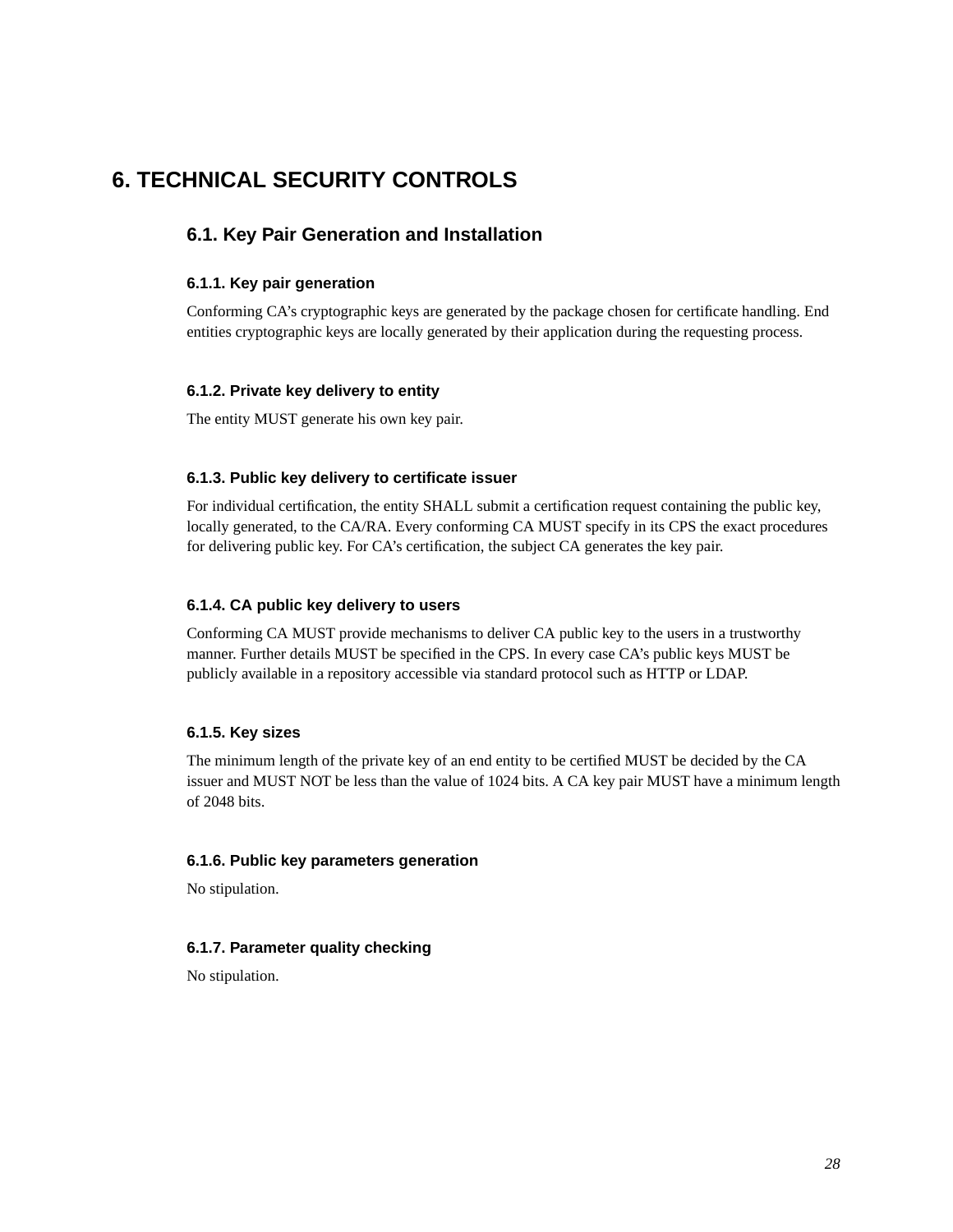# 6. TECHNICAL SECURITY CONTROLS

## 6.1. Key Pair Generation and Installation

### 6.1.1. Key pair generation

Conforming CA's cryptographic keys are generated by the package chosen for certificate handling. End entities cryptographic keys are locally generated by their application during the requesting process.

### 6.1.2. Private key delivery to entity

The entity MUST generate his own key pair.

### 6.1.3. Public key delivery to certificate issuer

For individual certification, the entity SHALL submit a certification request containing the public key, locally generated, to the CA/RA. Every conforming CA MUST specify in its CPS the exact procedures for delivering public key. For CA's certification, the subject CA generates the key pair.

### 6.1.4. CA public key delivery to users

Conforming CA MUST provide mechanisms to deliver CA public key to the users in a trustworthy manner. Further details MUST be specified in the CPS. In every case CA's public keys MUST be publicly available in a repository accessible via standard protocol such as HTTP or LDAP.

### 6.1.5. Key sizes

The minimum length of the private key of an end entity to be certified MUST be decided by the CA issuer and MUST NOT be less than the value of 1024 bits. A CA key pair MUST have a minimum length of 2048 bits.

### 6.1.6. Public key parameters generation

No stipulation.

### 6.1.7. Parameter quality checking

No stipulation.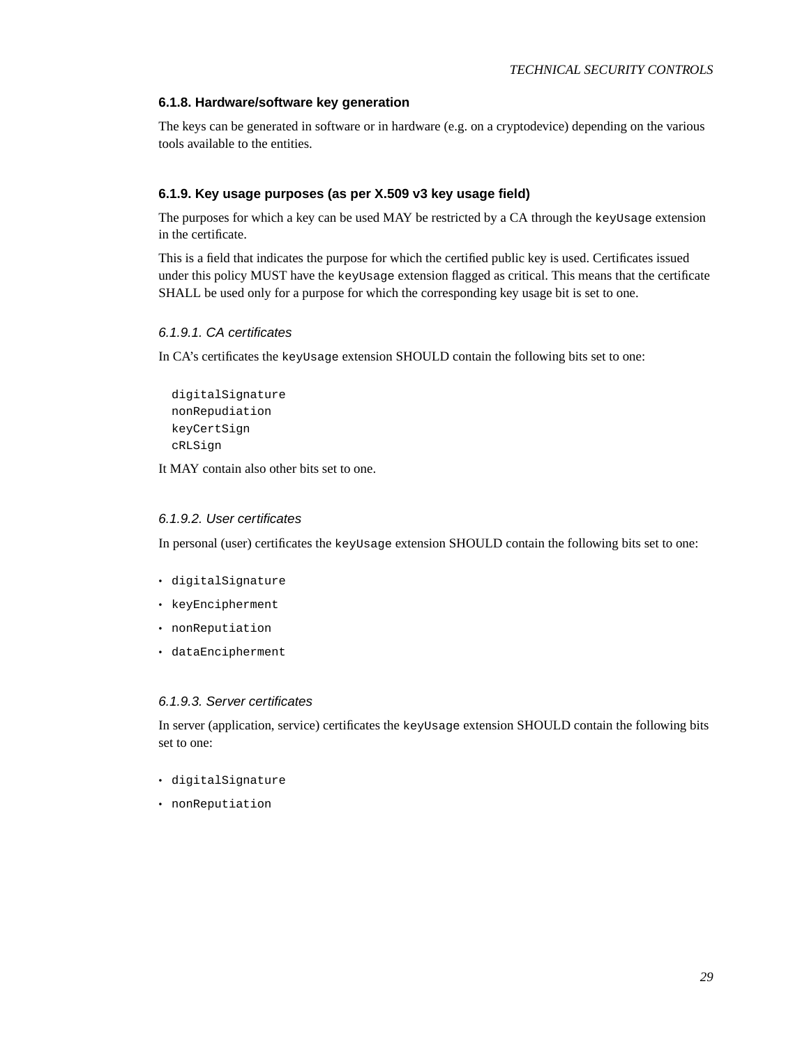### 6.1.8. Hardware/software key generation

The keys can be generated in software or in hardware (e.g. on a cryptodevice) depending on the various tools available to the entities.

### 6.1.9. Key usage purposes (as per X.509 v3 key usage field)

The purposes for which a key can be used MAY be restricted by a CA through the `keyUsage` extension in the certificate.

This is a field that indicates the purpose for which the certified public key is used. Certificates issued under this policy MUST have the `keyUsage` extension flagged as critical. This means that the certificate SHALL be used only for a purpose for which the corresponding key usage bit is set to one.

#### *6.1.9.1. CA certificates*

In CA's certificates the `keyUsage` extension SHOULD contain the following bits set to one:

```
digitalSignature
nonRepudiation
keyCertSign
cRLSign
```

It MAY contain also other bits set to one.

#### *6.1.9.2. User certificates*

In personal (user) certificates the `keyUsage` extension SHOULD contain the following bits set to one:

- `digitalSignature`
- `keyEncipherment`
- `nonReputiation`
- `dataEncipherment`

#### *6.1.9.3. Server certificates*

In server (application, service) certificates the `keyUsage` extension SHOULD contain the following bits set to one:

- `digitalSignature`
- `nonReputiation`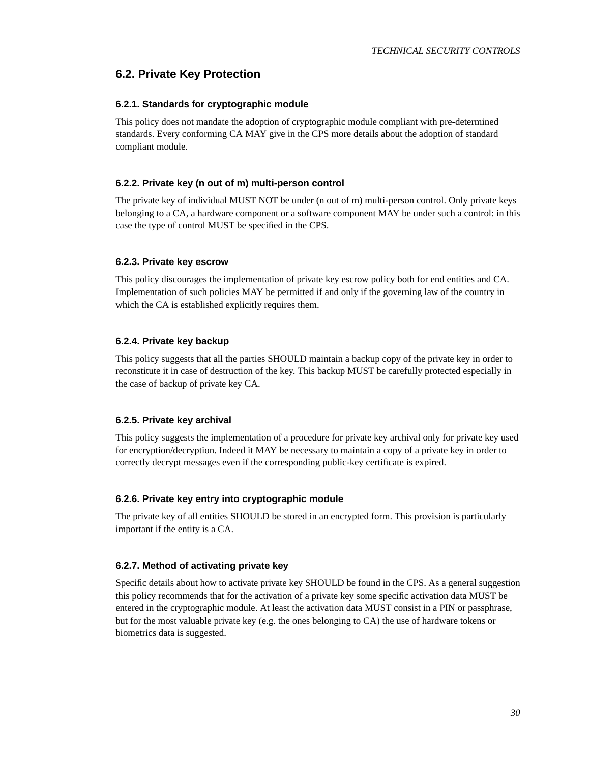## 6.2. Private Key Protection

### 6.2.1. Standards for cryptographic module

This policy does not mandate the adoption of cryptographic module compliant with pre-determined standards. Every conforming CA MAY give in the CPS more details about the adoption of standard compliant module.

### 6.2.2. Private key (n out of m) multi-person control

The private key of individual MUST NOT be under (n out of m) multi-person control. Only private keys belonging to a CA, a hardware component or a software component MAY be under such a control: in this case the type of control MUST be specified in the CPS.

### 6.2.3. Private key escrow

This policy discourages the implementation of private key escrow policy both for end entities and CA. Implementation of such policies MAY be permitted if and only if the governing law of the country in which the CA is established explicitly requires them.

### 6.2.4. Private key backup

This policy suggests that all the parties SHOULD maintain a backup copy of the private key in order to reconstitute it in case of destruction of the key. This backup MUST be carefully protected especially in the case of backup of private key CA.

### 6.2.5. Private key archival

This policy suggests the implementation of a procedure for private key archival only for private key used for encryption/decryption. Indeed it MAY be necessary to maintain a copy of a private key in order to correctly decrypt messages even if the corresponding public-key certificate is expired.

### 6.2.6. Private key entry into cryptographic module

The private key of all entities SHOULD be stored in an encrypted form. This provision is particularly important if the entity is a CA.

### 6.2.7. Method of activating private key

Specific details about how to activate private key SHOULD be found in the CPS. As a general suggestion this policy recommends that for the activation of a private key some specific activation data MUST be entered in the cryptographic module. At least the activation data MUST consist in a PIN or passphrase, but for the most valuable private key (e.g. the ones belonging to CA) the use of hardware tokens or biometrics data is suggested.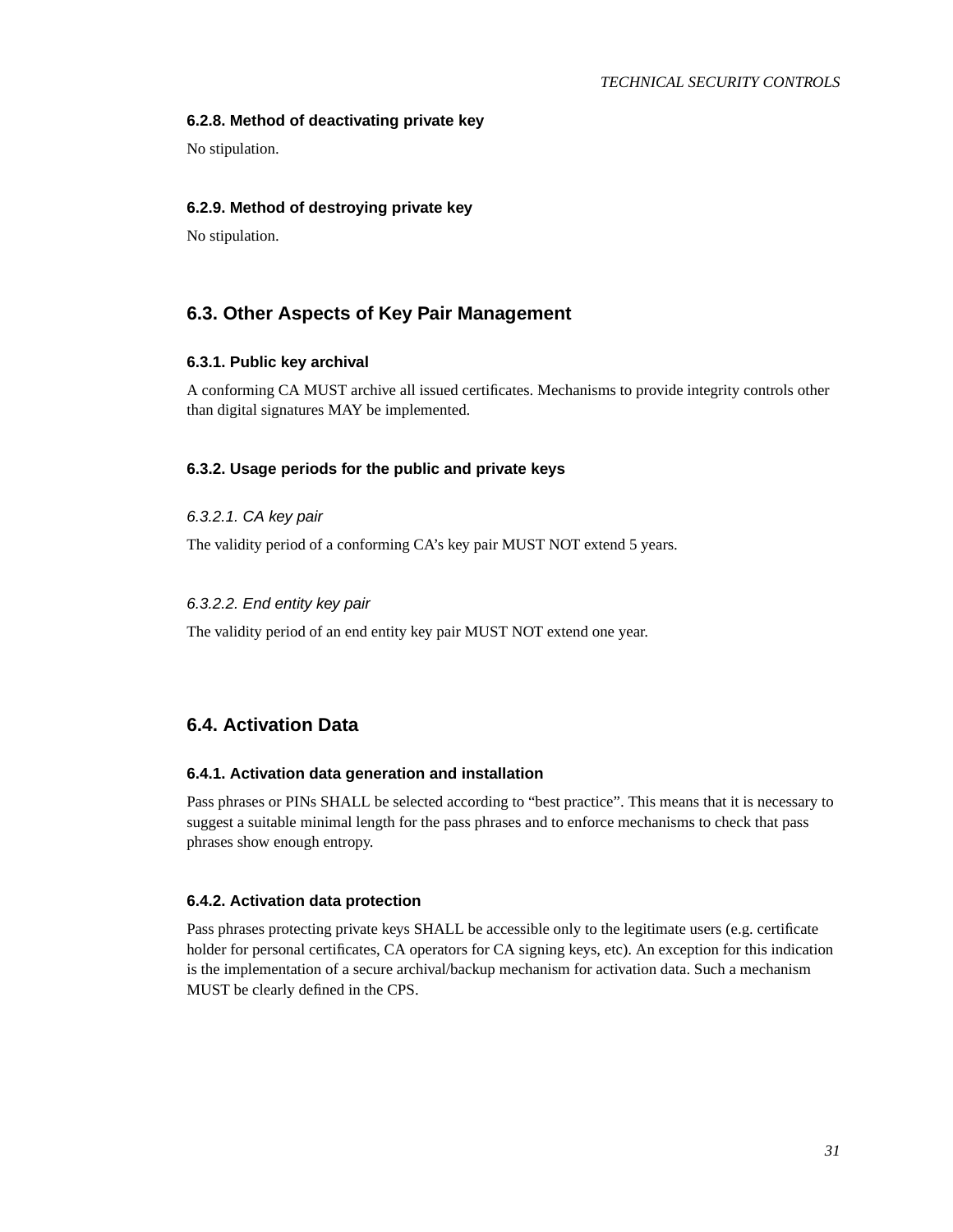#### 6.2.8. Method of deactivating private key

No stipulation.

#### 6.2.9. Method of destroying private key

No stipulation.

### 6.3. Other Aspects of Key Pair Management

#### 6.3.1. Public key archival

A conforming CA MUST archive all issued certificates. Mechanisms to provide integrity controls other than digital signatures MAY be implemented.

#### 6.3.2. Usage periods for the public and private keys

##### *6.3.2.1. CA key pair*

The validity period of a conforming CA's key pair MUST NOT extend 5 years.

##### *6.3.2.2. End entity key pair*

The validity period of an end entity key pair MUST NOT extend one year.

### 6.4. Activation Data

#### 6.4.1. Activation data generation and installation

Pass phrases or PINs SHALL be selected according to "best practice". This means that it is necessary to suggest a suitable minimal length for the pass phrases and to enforce mechanisms to check that pass phrases show enough entropy.

#### 6.4.2. Activation data protection

Pass phrases protecting private keys SHALL be accessible only to the legitimate users (e.g. certificate holder for personal certificates, CA operators for CA signing keys, etc). An exception for this indication is the implementation of a secure archival/backup mechanism for activation data. Such a mechanism MUST be clearly defined in the CPS.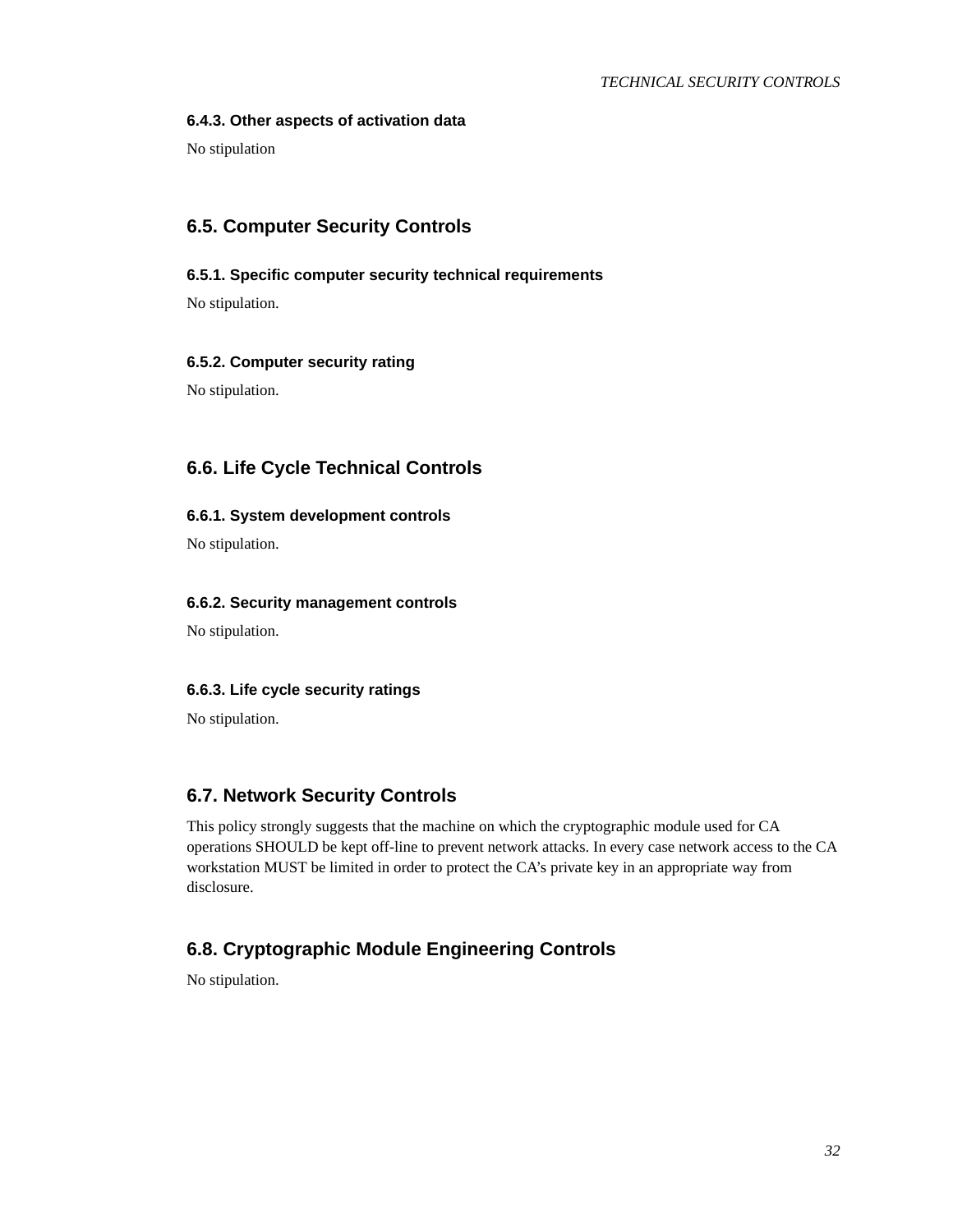#### 6.4.3. Other aspects of activation data

No stipulation

### 6.5. Computer Security Controls

#### 6.5.1. Specific computer security technical requirements

No stipulation.

#### 6.5.2. Computer security rating

No stipulation.

### 6.6. Life Cycle Technical Controls

#### 6.6.1. System development controls

No stipulation.

#### 6.6.2. Security management controls

No stipulation.

#### 6.6.3. Life cycle security ratings

No stipulation.

### 6.7. Network Security Controls

This policy strongly suggests that the machine on which the cryptographic module used for CA operations SHOULD be kept off-line to prevent network attacks. In every case network access to the CA workstation MUST be limited in order to protect the CA's private key in an appropriate way from disclosure.

### 6.8. Cryptographic Module Engineering Controls

No stipulation.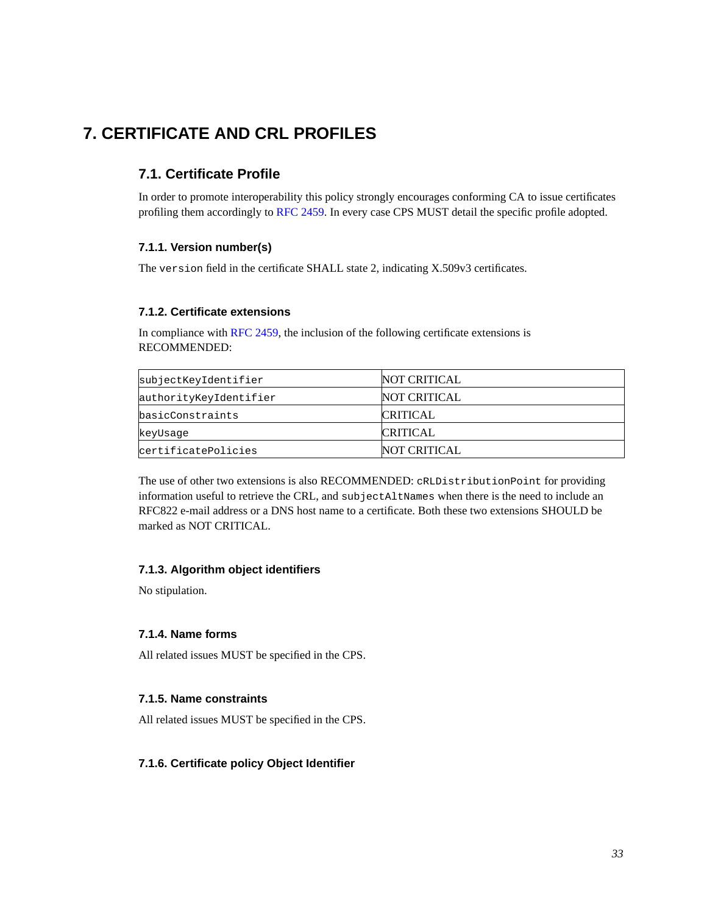# 7. CERTIFICATE AND CRL PROFILES

## 7.1. Certificate Profile

In order to promote interoperability this policy strongly encourages conforming CA to issue certificates profiling them accordingly to RFC 2459. In every case CPS MUST detail the specific profile adopted.

### 7.1.1. Version number(s)

The `version` field in the certificate SHALL state 2, indicating X.509v3 certificates.

### 7.1.2. Certificate extensions

In compliance with RFC 2459, the inclusion of the following certificate extensions is RECOMMENDED:

| | |
|---|---|
| `subjectKeyIdentifier` | NOT CRITICAL |
| `authorityKeyIdentifier` | NOT CRITICAL |
| `basicConstraints` | CRITICAL |
| `keyUsage` | CRITICAL |
| `certificatePolicies` | NOT CRITICAL |

The use of other two extensions is also RECOMMENDED: `cRLDistributionPoint` for providing information useful to retrieve the CRL, and `subjectAltNames` when there is the need to include an RFC822 e-mail address or a DNS host name to a certificate. Both these two extensions SHOULD be marked as NOT CRITICAL.

### 7.1.3. Algorithm object identifiers

No stipulation.

### 7.1.4. Name forms

All related issues MUST be specified in the CPS.

### 7.1.5. Name constraints

All related issues MUST be specified in the CPS.

### 7.1.6. Certificate policy Object Identifier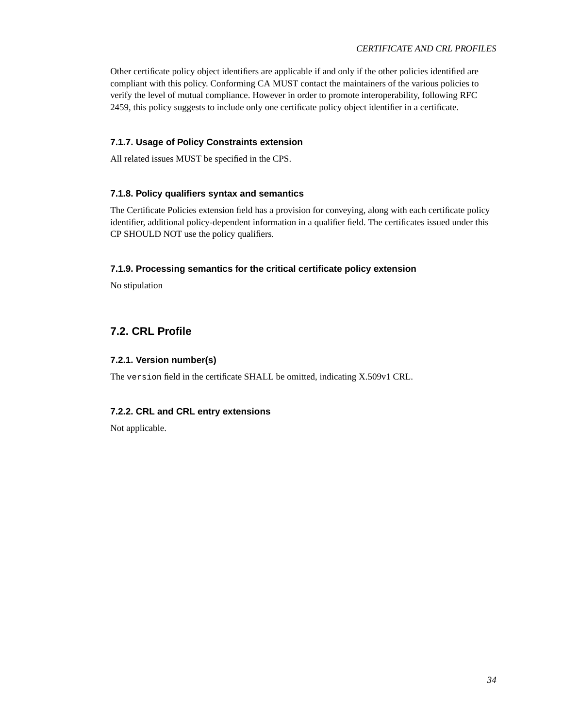Other certificate policy object identifiers are applicable if and only if the other policies identified are compliant with this policy. Conforming CA MUST contact the maintainers of the various policies to verify the level of mutual compliance. However in order to promote interoperability, following RFC 2459, this policy suggests to include only one certificate policy object identifier in a certificate.

### 7.1.7. Usage of Policy Constraints extension

All related issues MUST be specified in the CPS.

### 7.1.8. Policy qualifiers syntax and semantics

The Certificate Policies extension field has a provision for conveying, along with each certificate policy identifier, additional policy-dependent information in a qualifier field. The certificates issued under this CP SHOULD NOT use the policy qualifiers.

### 7.1.9. Processing semantics for the critical certificate policy extension

No stipulation

## 7.2. CRL Profile

### 7.2.1. Version number(s)

The `version` field in the certificate SHALL be omitted, indicating X.509v1 CRL.

### 7.2.2. CRL and CRL entry extensions

Not applicable.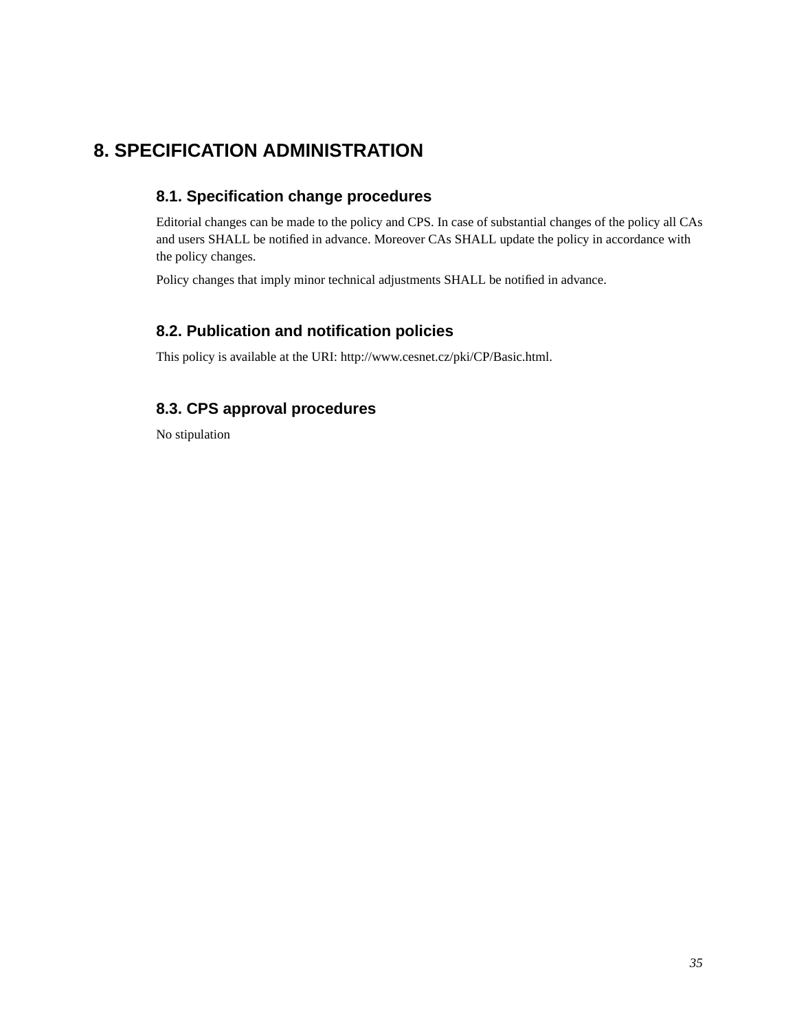# 8. SPECIFICATION ADMINISTRATION

## 8.1. Specification change procedures

Editorial changes can be made to the policy and CPS. In case of substantial changes of the policy all CAs and users SHALL be notified in advance. Moreover CAs SHALL update the policy in accordance with the policy changes.

Policy changes that imply minor technical adjustments SHALL be notified in advance.

## 8.2. Publication and notification policies

This policy is available at the URI: http://www.cesnet.cz/pki/CP/Basic.html.

## 8.3. CPS approval procedures

No stipulation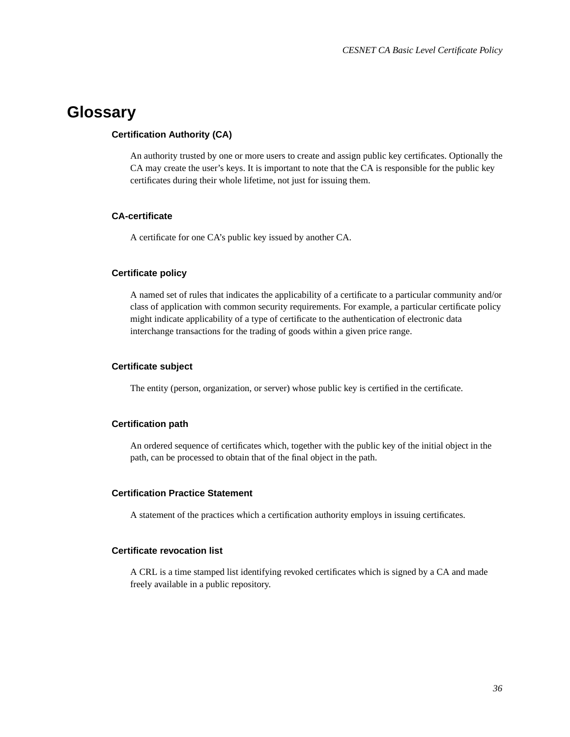# Glossary

### Certification Authority (CA)

An authority trusted by one or more users to create and assign public key certificates. Optionally the CA may create the user's keys. It is important to note that the CA is responsible for the public key certificates during their whole lifetime, not just for issuing them.

### CA-certificate

A certificate for one CA's public key issued by another CA.

### Certificate policy

A named set of rules that indicates the applicability of a certificate to a particular community and/or class of application with common security requirements. For example, a particular certificate policy might indicate applicability of a type of certificate to the authentication of electronic data interchange transactions for the trading of goods within a given price range.

### Certificate subject

The entity (person, organization, or server) whose public key is certified in the certificate.

### Certification path

An ordered sequence of certificates which, together with the public key of the initial object in the path, can be processed to obtain that of the final object in the path.

### Certification Practice Statement

A statement of the practices which a certification authority employs in issuing certificates.

### Certificate revocation list

A CRL is a time stamped list identifying revoked certificates which is signed by a CA and made freely available in a public repository.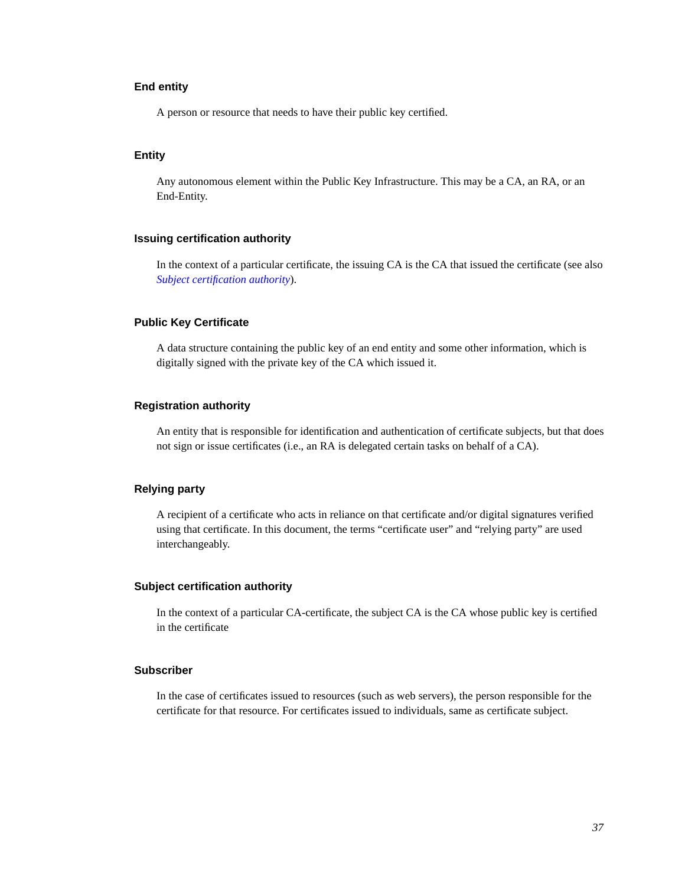### End entity

A person or resource that needs to have their public key certified.

### Entity

Any autonomous element within the Public Key Infrastructure. This may be a CA, an RA, or an End-Entity.

### Issuing certification authority

In the context of a particular certificate, the issuing CA is the CA that issued the certificate (see also *Subject certification authority*).

### Public Key Certificate

A data structure containing the public key of an end entity and some other information, which is digitally signed with the private key of the CA which issued it.

### Registration authority

An entity that is responsible for identification and authentication of certificate subjects, but that does not sign or issue certificates (i.e., an RA is delegated certain tasks on behalf of a CA).

### Relying party

A recipient of a certificate who acts in reliance on that certificate and/or digital signatures verified using that certificate. In this document, the terms “certificate user” and “relying party” are used interchangeably.

### Subject certification authority

In the context of a particular CA-certificate, the subject CA is the CA whose public key is certified in the certificate

### Subscriber

In the case of certificates issued to resources (such as web servers), the person responsible for the certificate for that resource. For certificates issued to individuals, same as certificate subject.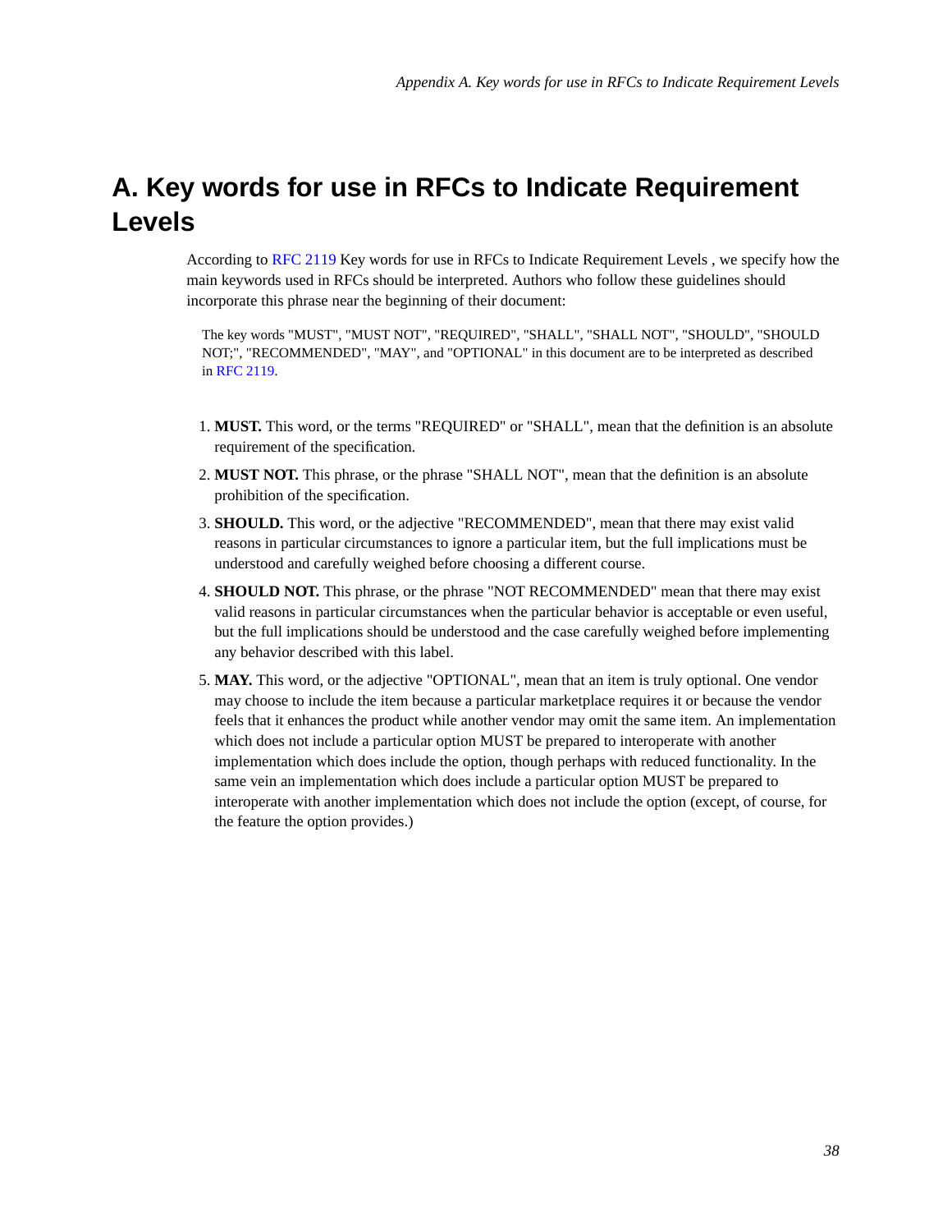# A. Key words for use in RFCs to Indicate Requirement Levels

According to RFC 2119 Key words for use in RFCs to Indicate Requirement Levels , we specify how the main keywords used in RFCs should be interpreted. Authors who follow these guidelines should incorporate this phrase near the beginning of their document:

> The key words "MUST", "MUST NOT", "REQUIRED", "SHALL", "SHALL NOT", "SHOULD", "SHOULD NOT;", "RECOMMENDED", "MAY", and "OPTIONAL" in this document are to be interpreted as described in RFC 2119.

1. **MUST.** This word, or the terms "REQUIRED" or "SHALL", mean that the definition is an absolute requirement of the specification.
2. **MUST NOT.** This phrase, or the phrase "SHALL NOT", mean that the definition is an absolute prohibition of the specification.
3. **SHOULD.** This word, or the adjective "RECOMMENDED", mean that there may exist valid reasons in particular circumstances to ignore a particular item, but the full implications must be understood and carefully weighed before choosing a different course.
4. **SHOULD NOT.** This phrase, or the phrase "NOT RECOMMENDED" mean that there may exist valid reasons in particular circumstances when the particular behavior is acceptable or even useful, but the full implications should be understood and the case carefully weighed before implementing any behavior described with this label.
5. **MAY.** This word, or the adjective "OPTIONAL", mean that an item is truly optional. One vendor may choose to include the item because a particular marketplace requires it or because the vendor feels that it enhances the product while another vendor may omit the same item. An implementation which does not include a particular option MUST be prepared to interoperate with another implementation which does include the option, though perhaps with reduced functionality. In the same vein an implementation which does include a particular option MUST be prepared to interoperate with another implementation which does not include the option (except, of course, for the feature the option provides.)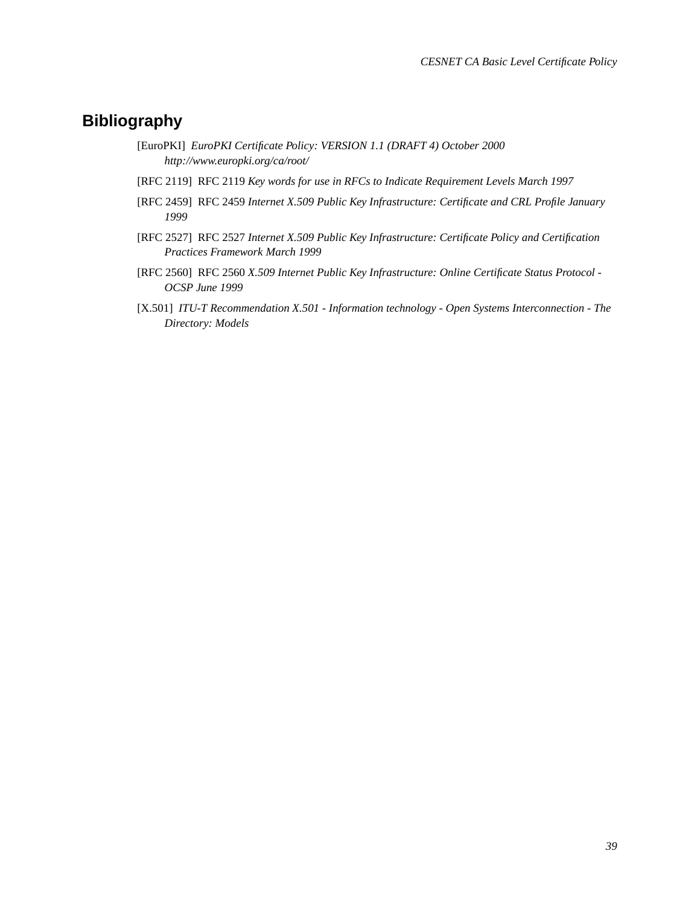# Bibliography

[EuroPKI] *EuroPKI Certificate Policy: VERSION 1.1 (DRAFT 4) October 2000 http://www.europki.org/ca/root/*

[RFC 2119] RFC 2119 *Key words for use in RFCs to Indicate Requirement Levels March 1997*

[RFC 2459] RFC 2459 *Internet X.509 Public Key Infrastructure: Certificate and CRL Profile January 1999*

[RFC 2527] RFC 2527 *Internet X.509 Public Key Infrastructure: Certificate Policy and Certification Practices Framework March 1999*

[RFC 2560] RFC 2560 *X.509 Internet Public Key Infrastructure: Online Certificate Status Protocol - OCSP June 1999*

[X.501] *ITU-T Recommendation X.501 - Information technology - Open Systems Interconnection - The Directory: Models*